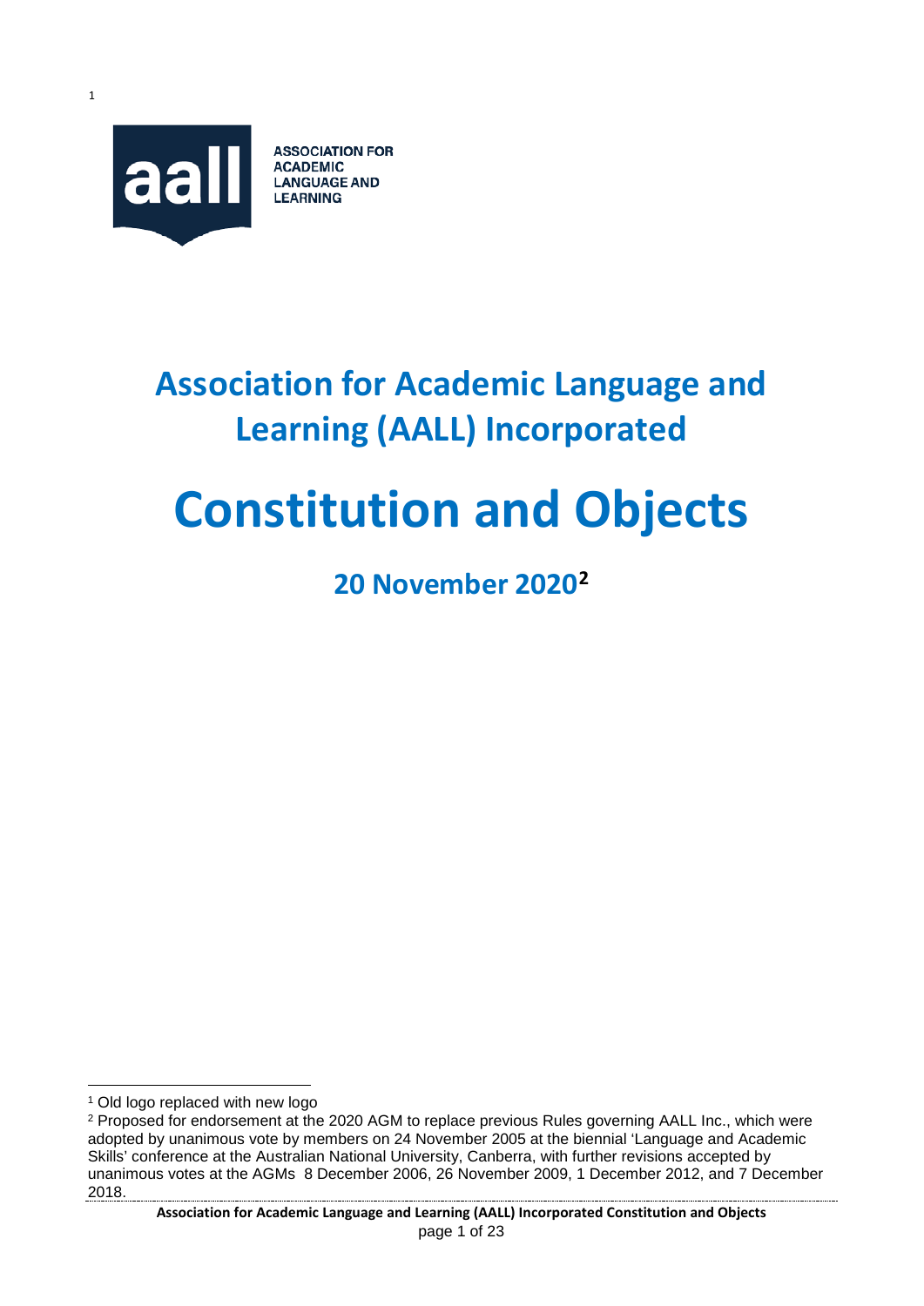[1]

**ASSOCIATION FOR ACADEMIC LANGUAGE AND LEARNING**

# Association for Academic Language and Learning (AALL) Incorporated

# Constitution and Objects

## 20 November 2020[2]

---

[1] Old logo replaced with new logo

[2] Proposed for endorsement at the 2020 AGM to replace previous Rules governing AALL Inc., which were adopted by unanimous vote by members on 24 November 2005 at the biennial 'Language and Academic Skills' conference at the Australian National University, Canberra, with further revisions accepted by unanimous votes at the AGMs 8 December 2006, 26 November 2009, 1 December 2012, and 7 December 2018.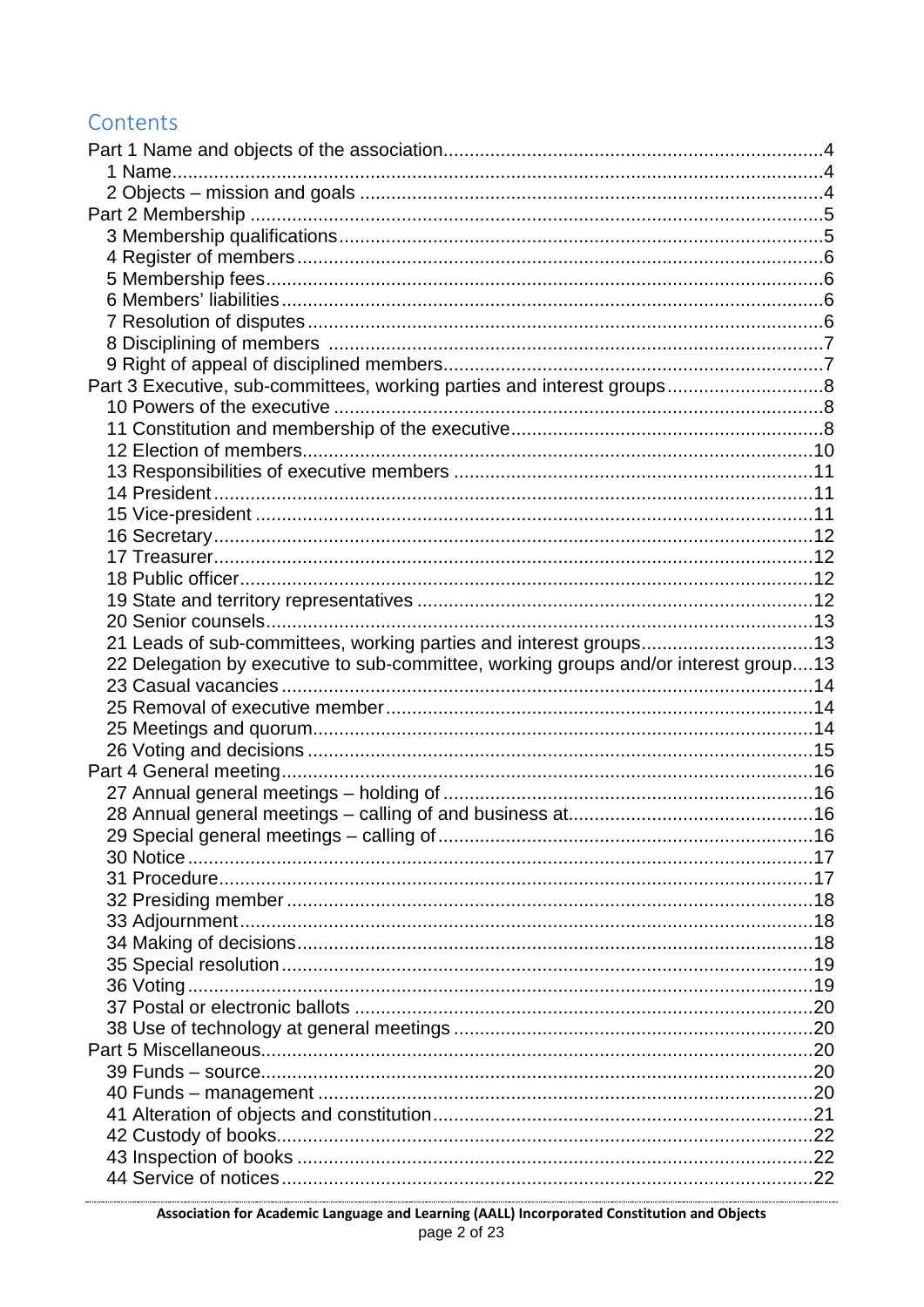# Contents

Part 1 Name and objects of the association....4
- 1 Name....4
- 2 Objects – mission and goals....4

Part 2 Membership....5
- 3 Membership qualifications....5
- 4 Register of members....6
- 5 Membership fees....6
- 6 Members' liabilities....6
- 7 Resolution of disputes....6
- 8 Disciplining of members....7
- 9 Right of appeal of disciplined members....7

Part 3 Executive, sub-committees, working parties and interest groups....8
- 10 Powers of the executive....8
- 11 Constitution and membership of the executive....8
- 12 Election of members....10
- 13 Responsibilities of executive members....11
- 14 President....11
- 15 Vice-president....11
- 16 Secretary....12
- 17 Treasurer....12
- 18 Public officer....12
- 19 State and territory representatives....12
- 20 Senior counsels....13
- 21 Leads of sub-committees, working parties and interest groups....13
- 22 Delegation by executive to sub-committee, working groups and/or interest group....13
- 23 Casual vacancies....14
- 25 Removal of executive member....14
- 25 Meetings and quorum....14
- 26 Voting and decisions....15

Part 4 General meeting....16
- 27 Annual general meetings – holding of....16
- 28 Annual general meetings – calling of and business at....16
- 29 Special general meetings – calling of....16
- 30 Notice....17
- 31 Procedure....17
- 32 Presiding member....18
- 33 Adjournment....18
- 34 Making of decisions....18
- 35 Special resolution....19
- 36 Voting....19
- 37 Postal or electronic ballots....20
- 38 Use of technology at general meetings....20

Part 5 Miscellaneous....20
- 39 Funds – source....20
- 40 Funds – management....20
- 41 Alteration of objects and constitution....21
- 42 Custody of books....22
- 43 Inspection of books....22
- 44 Service of notices....22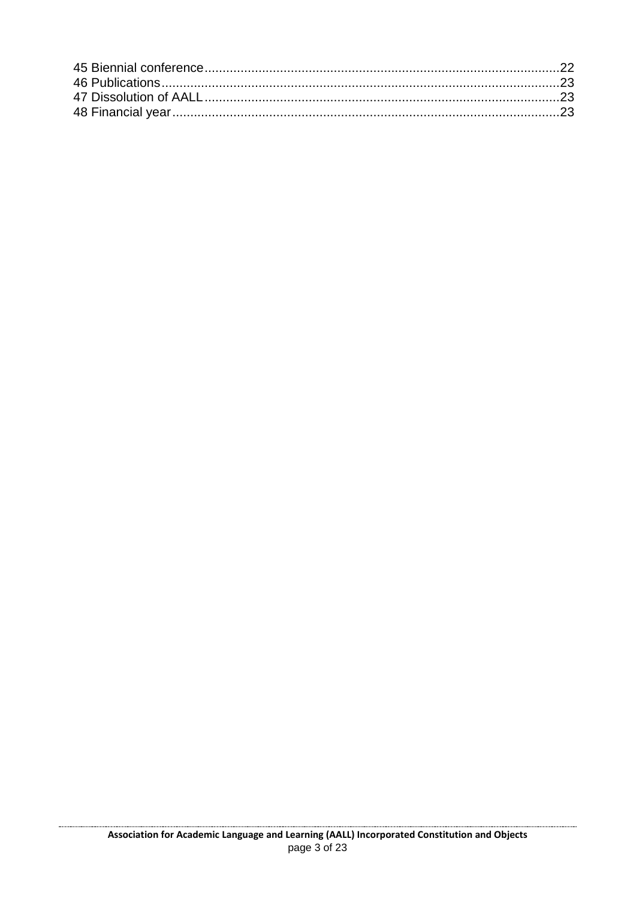45 Biennial conference.................................................................................................22
46 Publications.............................................................................................................23
47 Dissolution of AALL..................................................................................................23
48 Financial year...........................................................................................................23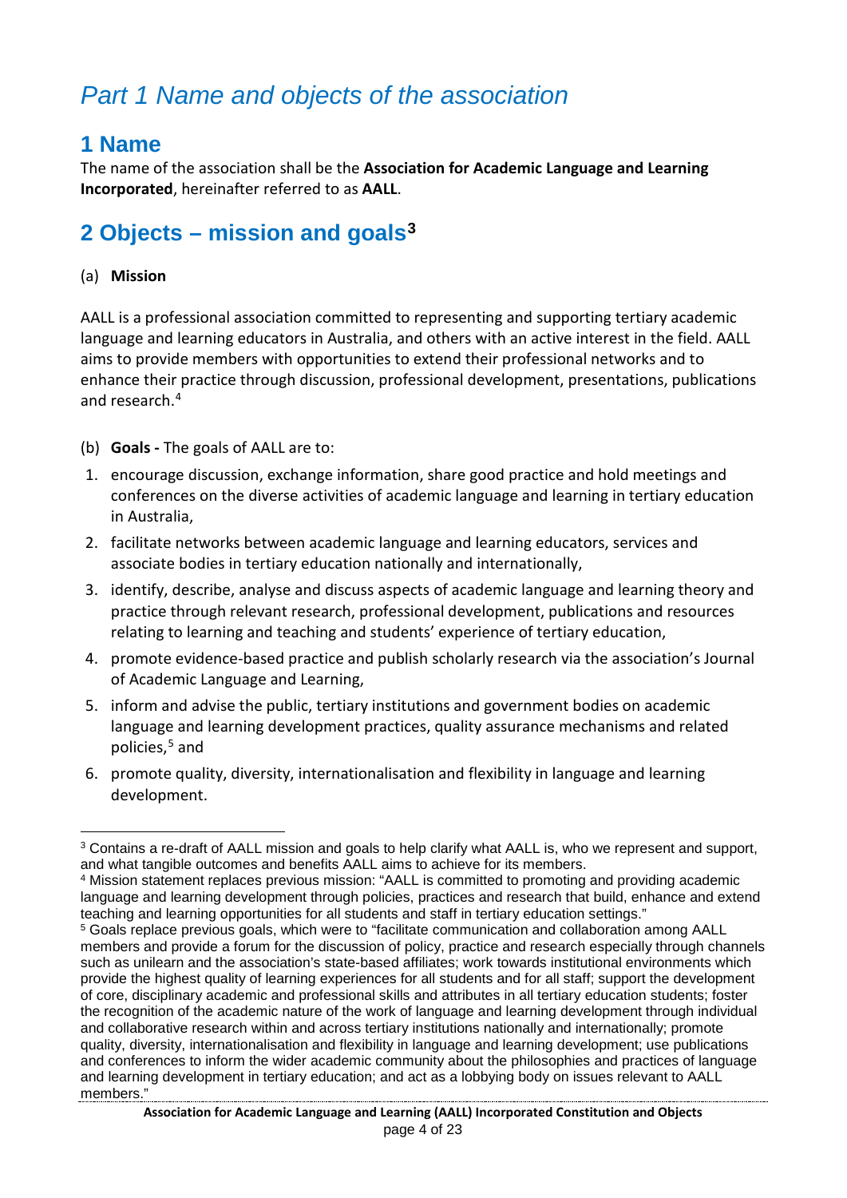# *Part 1 Name and objects of the association*

## 1 Name

The name of the association shall be the **Association for Academic Language and Learning Incorporated**, hereinafter referred to as **AALL**.

## 2 Objects – mission and goals[3]

(a) **Mission**

AALL is a professional association committed to representing and supporting tertiary academic language and learning educators in Australia, and others with an active interest in the field. AALL aims to provide members with opportunities to extend their professional networks and to enhance their practice through discussion, professional development, presentations, publications and research.[4]

(b) **Goals -** The goals of AALL are to:

1. encourage discussion, exchange information, share good practice and hold meetings and conferences on the diverse activities of academic language and learning in tertiary education in Australia,
2. facilitate networks between academic language and learning educators, services and associate bodies in tertiary education nationally and internationally,
3. identify, describe, analyse and discuss aspects of academic language and learning theory and practice through relevant research, professional development, publications and resources relating to learning and teaching and students' experience of tertiary education,
4. promote evidence-based practice and publish scholarly research via the association's Journal of Academic Language and Learning,
5. inform and advise the public, tertiary institutions and government bodies on academic language and learning development practices, quality assurance mechanisms and related policies,[5] and
6. promote quality, diversity, internationalisation and flexibility in language and learning development.

---

[3] Contains a re-draft of AALL mission and goals to help clarify what AALL is, who we represent and support, and what tangible outcomes and benefits AALL aims to achieve for its members.

[4] Mission statement replaces previous mission: "AALL is committed to promoting and providing academic language and learning development through policies, practices and research that build, enhance and extend teaching and learning opportunities for all students and staff in tertiary education settings."

[5] Goals replace previous goals, which were to "facilitate communication and collaboration among AALL members and provide a forum for the discussion of policy, practice and research especially through channels such as unilearn and the association's state-based affiliates; work towards institutional environments which provide the highest quality of learning experiences for all students and for all staff; support the development of core, disciplinary academic and professional skills and attributes in all tertiary education students; foster the recognition of the academic nature of the work of language and learning development through individual and collaborative research within and across tertiary institutions nationally and internationally; promote quality, diversity, internationalisation and flexibility in language and learning development; use publications and conferences to inform the wider academic community about the philosophies and practices of language and learning development in tertiary education; and act as a lobbying body on issues relevant to AALL members."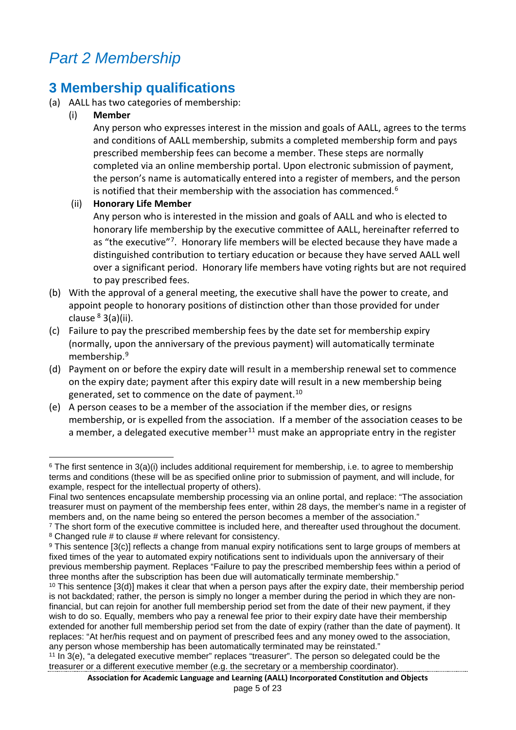# *Part 2 Membership*

## 3 Membership qualifications

(a) AALL has two categories of membership:

   (i) **Member**

   Any person who expresses interest in the mission and goals of AALL, agrees to the terms and conditions of AALL membership, submits a completed membership form and pays prescribed membership fees can become a member. These steps are normally completed via an online membership portal. Upon electronic submission of payment, the person's name is automatically entered into a register of members, and the person is notified that their membership with the association has commenced.[6]

   (ii) **Honorary Life Member**

   Any person who is interested in the mission and goals of AALL and who is elected to honorary life membership by the executive committee of AALL, hereinafter referred to as "the executive"[7]. Honorary life members will be elected because they have made a distinguished contribution to tertiary education or because they have served AALL well over a significant period. Honorary life members have voting rights but are not required to pay prescribed fees.

(b) With the approval of a general meeting, the executive shall have the power to create, and appoint people to honorary positions of distinction other than those provided for under clause [8] 3(a)(ii).

(c) Failure to pay the prescribed membership fees by the date set for membership expiry (normally, upon the anniversary of the previous payment) will automatically terminate membership.[9]

(d) Payment on or before the expiry date will result in a membership renewal set to commence on the expiry date; payment after this expiry date will result in a new membership being generated, set to commence on the date of payment.[10]

(e) A person ceases to be a member of the association if the member dies, or resigns membership, or is expelled from the association. If a member of the association ceases to be a member, a delegated executive member[11] must make an appropriate entry in the register

---

[6] The first sentence in 3(a)(i) includes additional requirement for membership, i.e. to agree to membership terms and conditions (these will be as specified online prior to submission of payment, and will include, for example, respect for the intellectual property of others).

Final two sentences encapsulate membership processing via an online portal, and replace: "The association treasurer must on payment of the membership fees enter, within 28 days, the member's name in a register of members and, on the name being so entered the person becomes a member of the association."

[7] The short form of the executive committee is included here, and thereafter used throughout the document.

[8] Changed rule # to clause # where relevant for consistency.

[9] This sentence [3(c)] reflects a change from manual expiry notifications sent to large groups of members at fixed times of the year to automated expiry notifications sent to individuals upon the anniversary of their previous membership payment. Replaces "Failure to pay the prescribed membership fees within a period of three months after the subscription has been due will automatically terminate membership."

[10] This sentence [3(d)] makes it clear that when a person pays after the expiry date, their membership period is not backdated; rather, the person is simply no longer a member during the period in which they are non-financial, but can rejoin for another full membership period set from the date of their new payment, if they wish to do so. Equally, members who pay a renewal fee prior to their expiry date have their membership extended for another full membership period set from the date of expiry (rather than the date of payment). It replaces: "At her/his request and on payment of prescribed fees and any money owed to the association, any person whose membership has been automatically terminated may be reinstated."

[11] In 3(e), "a delegated executive member" replaces "treasurer". The person so delegated could be the treasurer or a different executive member (e.g. the secretary or a membership coordinator).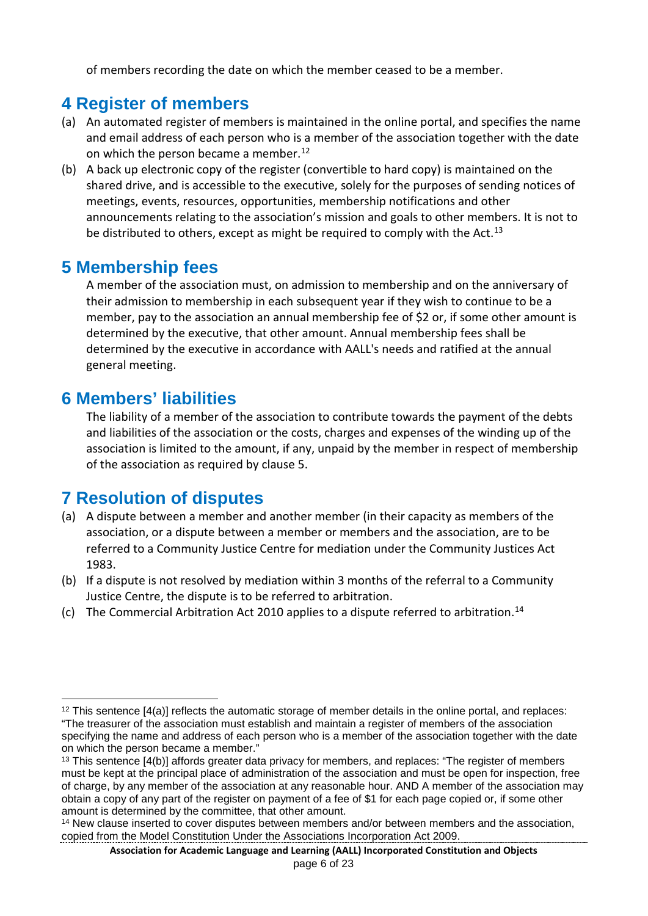of members recording the date on which the member ceased to be a member.

## 4 Register of members

(a) An automated register of members is maintained in the online portal, and specifies the name and email address of each person who is a member of the association together with the date on which the person became a member.[12]

(b) A back up electronic copy of the register (convertible to hard copy) is maintained on the shared drive, and is accessible to the executive, solely for the purposes of sending notices of meetings, events, resources, opportunities, membership notifications and other announcements relating to the association's mission and goals to other members. It is not to be distributed to others, except as might be required to comply with the Act.[13]

## 5 Membership fees

A member of the association must, on admission to membership and on the anniversary of their admission to membership in each subsequent year if they wish to continue to be a member, pay to the association an annual membership fee of $2 or, if some other amount is determined by the executive, that other amount. Annual membership fees shall be determined by the executive in accordance with AALL's needs and ratified at the annual general meeting.

## 6 Members' liabilities

The liability of a member of the association to contribute towards the payment of the debts and liabilities of the association or the costs, charges and expenses of the winding up of the association is limited to the amount, if any, unpaid by the member in respect of membership of the association as required by clause 5.

## 7 Resolution of disputes

(a) A dispute between a member and another member (in their capacity as members of the association, or a dispute between a member or members and the association, are to be referred to a Community Justice Centre for mediation under the Community Justices Act 1983.

(b) If a dispute is not resolved by mediation within 3 months of the referral to a Community Justice Centre, the dispute is to be referred to arbitration.

(c) The Commercial Arbitration Act 2010 applies to a dispute referred to arbitration.[14]

---

[12] This sentence [4(a)] reflects the automatic storage of member details in the online portal, and replaces: "The treasurer of the association must establish and maintain a register of members of the association specifying the name and address of each person who is a member of the association together with the date on which the person became a member."

[13] This sentence [4(b)] affords greater data privacy for members, and replaces: "The register of members must be kept at the principal place of administration of the association and must be open for inspection, free of charge, by any member of the association at any reasonable hour. AND A member of the association may obtain a copy of any part of the register on payment of a fee of $1 for each page copied or, if some other amount is determined by the committee, that other amount.

[14] New clause inserted to cover disputes between members and/or between members and the association, copied from the Model Constitution Under the Associations Incorporation Act 2009.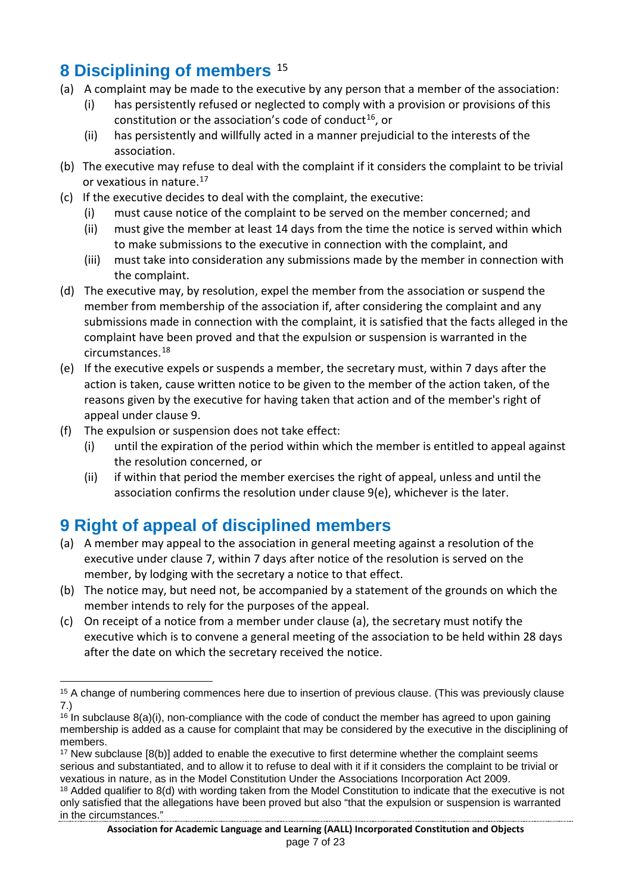## 8 Disciplining of members [15]

(a) A complaint may be made to the executive by any person that a member of the association:
   (i) has persistently refused or neglected to comply with a provision or provisions of this constitution or the association's code of conduct[16], or
   (ii) has persistently and willfully acted in a manner prejudicial to the interests of the association.

(b) The executive may refuse to deal with the complaint if it considers the complaint to be trivial or vexatious in nature.[17]

(c) If the executive decides to deal with the complaint, the executive:
   (i) must cause notice of the complaint to be served on the member concerned; and
   (ii) must give the member at least 14 days from the time the notice is served within which to make submissions to the executive in connection with the complaint, and
   (iii) must take into consideration any submissions made by the member in connection with the complaint.

(d) The executive may, by resolution, expel the member from the association or suspend the member from membership of the association if, after considering the complaint and any submissions made in connection with the complaint, it is satisfied that the facts alleged in the complaint have been proved and that the expulsion or suspension is warranted in the circumstances.[18]

(e) If the executive expels or suspends a member, the secretary must, within 7 days after the action is taken, cause written notice to be given to the member of the action taken, of the reasons given by the executive for having taken that action and of the member's right of appeal under clause 9.

(f) The expulsion or suspension does not take effect:
   (i) until the expiration of the period within which the member is entitled to appeal against the resolution concerned, or
   (ii) if within that period the member exercises the right of appeal, unless and until the association confirms the resolution under clause 9(e), whichever is the later.

## 9 Right of appeal of disciplined members

(a) A member may appeal to the association in general meeting against a resolution of the executive under clause 7, within 7 days after notice of the resolution is served on the member, by lodging with the secretary a notice to that effect.

(b) The notice may, but need not, be accompanied by a statement of the grounds on which the member intends to rely for the purposes of the appeal.

(c) On receipt of a notice from a member under clause (a), the secretary must notify the executive which is to convene a general meeting of the association to be held within 28 days after the date on which the secretary received the notice.

---

[15] A change of numbering commences here due to insertion of previous clause. (This was previously clause 7.)

[16] In subclause 8(a)(i), non-compliance with the code of conduct the member has agreed to upon gaining membership is added as a cause for complaint that may be considered by the executive in the disciplining of members.

[17] New subclause [8(b)] added to enable the executive to first determine whether the complaint seems serious and substantiated, and to allow it to refuse to deal with it if it considers the complaint to be trivial or vexatious in nature, as in the Model Constitution Under the Associations Incorporation Act 2009.

[18] Added qualifier to 8(d) with wording taken from the Model Constitution to indicate that the executive is not only satisfied that the allegations have been proved but also "that the expulsion or suspension is warranted in the circumstances."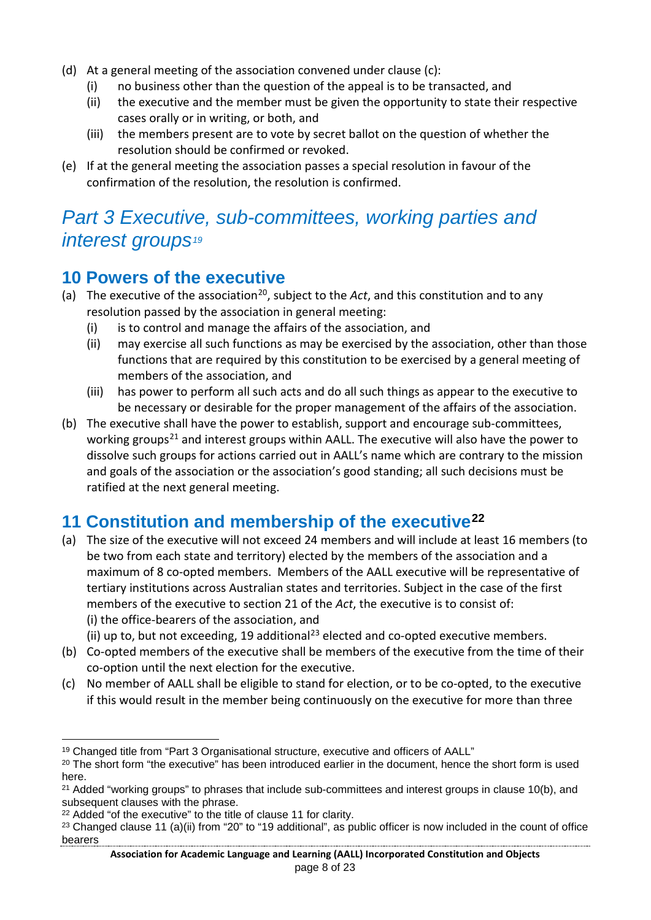(d) At a general meeting of the association convened under clause (c):
   (i) no business other than the question of the appeal is to be transacted, and
   (ii) the executive and the member must be given the opportunity to state their respective cases orally or in writing, or both, and
   (iii) the members present are to vote by secret ballot on the question of whether the resolution should be confirmed or revoked.

(e) If at the general meeting the association passes a special resolution in favour of the confirmation of the resolution, the resolution is confirmed.

# *Part 3 Executive, sub-committees, working parties and interest groups*[19]

## 10 Powers of the executive

(a) The executive of the association[20], subject to the *Act*, and this constitution and to any resolution passed by the association in general meeting:
   (i) is to control and manage the affairs of the association, and
   (ii) may exercise all such functions as may be exercised by the association, other than those functions that are required by this constitution to be exercised by a general meeting of members of the association, and
   (iii) has power to perform all such acts and do all such things as appear to the executive to be necessary or desirable for the proper management of the affairs of the association.

(b) The executive shall have the power to establish, support and encourage sub-committees, working groups[21] and interest groups within AALL. The executive will also have the power to dissolve such groups for actions carried out in AALL's name which are contrary to the mission and goals of the association or the association's good standing; all such decisions must be ratified at the next general meeting.

## 11 Constitution and membership of the executive[22]

(a) The size of the executive will not exceed 24 members and will include at least 16 members (to be two from each state and territory) elected by the members of the association and a maximum of 8 co-opted members. Members of the AALL executive will be representative of tertiary institutions across Australian states and territories. Subject in the case of the first members of the executive to section 21 of the *Act*, the executive is to consist of:
   (i) the office-bearers of the association, and
   (ii) up to, but not exceeding, 19 additional[23] elected and co-opted executive members.

(b) Co-opted members of the executive shall be members of the executive from the time of their co-option until the next election for the executive.

(c) No member of AALL shall be eligible to stand for election, or to be co-opted, to the executive if this would result in the member being continuously on the executive for more than three

[19] Changed title from "Part 3 Organisational structure, executive and officers of AALL"

[20] The short form "the executive" has been introduced earlier in the document, hence the short form is used here.

[21] Added "working groups" to phrases that include sub-committees and interest groups in clause 10(b), and subsequent clauses with the phrase.

[22] Added "of the executive" to the title of clause 11 for clarity.

[23] Changed clause 11 (a)(ii) from "20" to "19 additional", as public officer is now included in the count of office bearers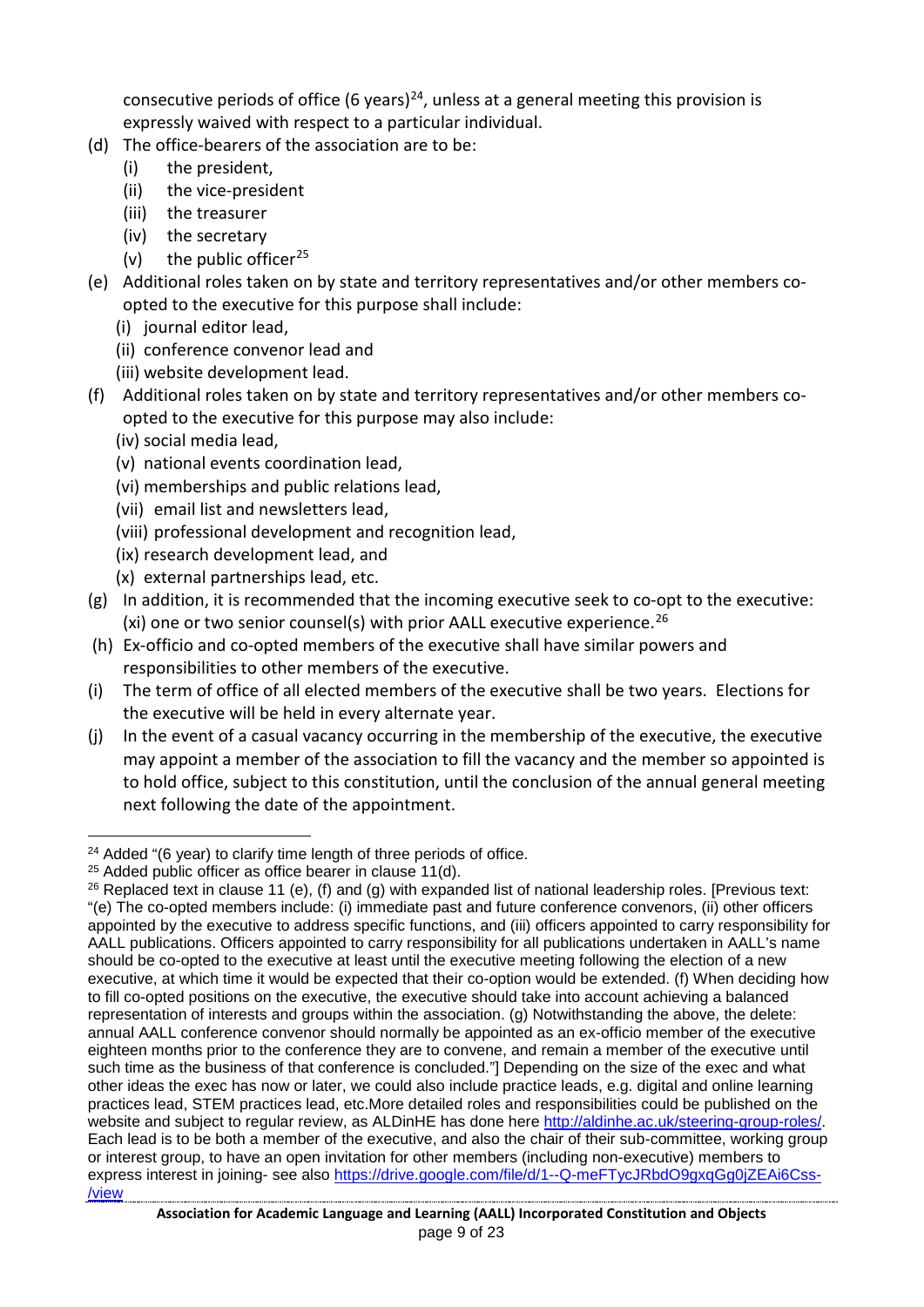consecutive periods of office (6 years)[24], unless at a general meeting this provision is expressly waived with respect to a particular individual.

(d) The office-bearers of the association are to be:
   (i) the president,
   (ii) the vice-president
   (iii) the treasurer
   (iv) the secretary
   (v) the public officer[25]

(e) Additional roles taken on by state and territory representatives and/or other members co-opted to the executive for this purpose shall include:
   (i) journal editor lead,
   (ii) conference convenor lead and
   (iii) website development lead.

(f) Additional roles taken on by state and territory representatives and/or other members co-opted to the executive for this purpose may also include:
   (iv) social media lead,
   (v) national events coordination lead,
   (vi) memberships and public relations lead,
   (vii) email list and newsletters lead,
   (viii) professional development and recognition lead,
   (ix) research development lead, and
   (x) external partnerships lead, etc.

(g) In addition, it is recommended that the incoming executive seek to co-opt to the executive: (xi) one or two senior counsel(s) with prior AALL executive experience.[26]

(h) Ex-officio and co-opted members of the executive shall have similar powers and responsibilities to other members of the executive.

(i) The term of office of all elected members of the executive shall be two years. Elections for the executive will be held in every alternate year.

(j) In the event of a casual vacancy occurring in the membership of the executive, the executive may appoint a member of the association to fill the vacancy and the member so appointed is to hold office, subject to this constitution, until the conclusion of the annual general meeting next following the date of the appointment.

---

[24] Added "(6 year) to clarify time length of three periods of office.

[25] Added public officer as office bearer in clause 11(d).

[26] Replaced text in clause 11 (e), (f) and (g) with expanded list of national leadership roles. [Previous text: "(e) The co-opted members include: (i) immediate past and future conference convenors, (ii) other officers appointed by the executive to address specific functions, and (iii) officers appointed to carry responsibility for AALL publications. Officers appointed to carry responsibility for all publications undertaken in AALL's name should be co-opted to the executive at least until the executive meeting following the election of a new executive, at which time it would be expected that their co-option would be extended. (f) When deciding how to fill co-opted positions on the executive, the executive should take into account achieving a balanced representation of interests and groups within the association. (g) Notwithstanding the above, the delete: annual AALL conference convenor should normally be appointed as an ex-officio member of the executive eighteen months prior to the conference they are to convene, and remain a member of the executive until such time as the business of that conference is concluded."] Depending on the size of the exec and what other ideas the exec has now or later, we could also include practice leads, e.g. digital and online learning practices lead, STEM practices lead, etc.More detailed roles and responsibilities could be published on the website and subject to regular review, as ALDinHE has done here http://aldinhe.ac.uk/steering-group-roles/. Each lead is to be both a member of the executive, and also the chair of their sub-committee, working group or interest group, to have an open invitation for other members (including non-executive) members to express interest in joining- see also https://drive.google.com/file/d/1--Q-meFTycJRbdO9gxqGg0jZEAi6Css-/view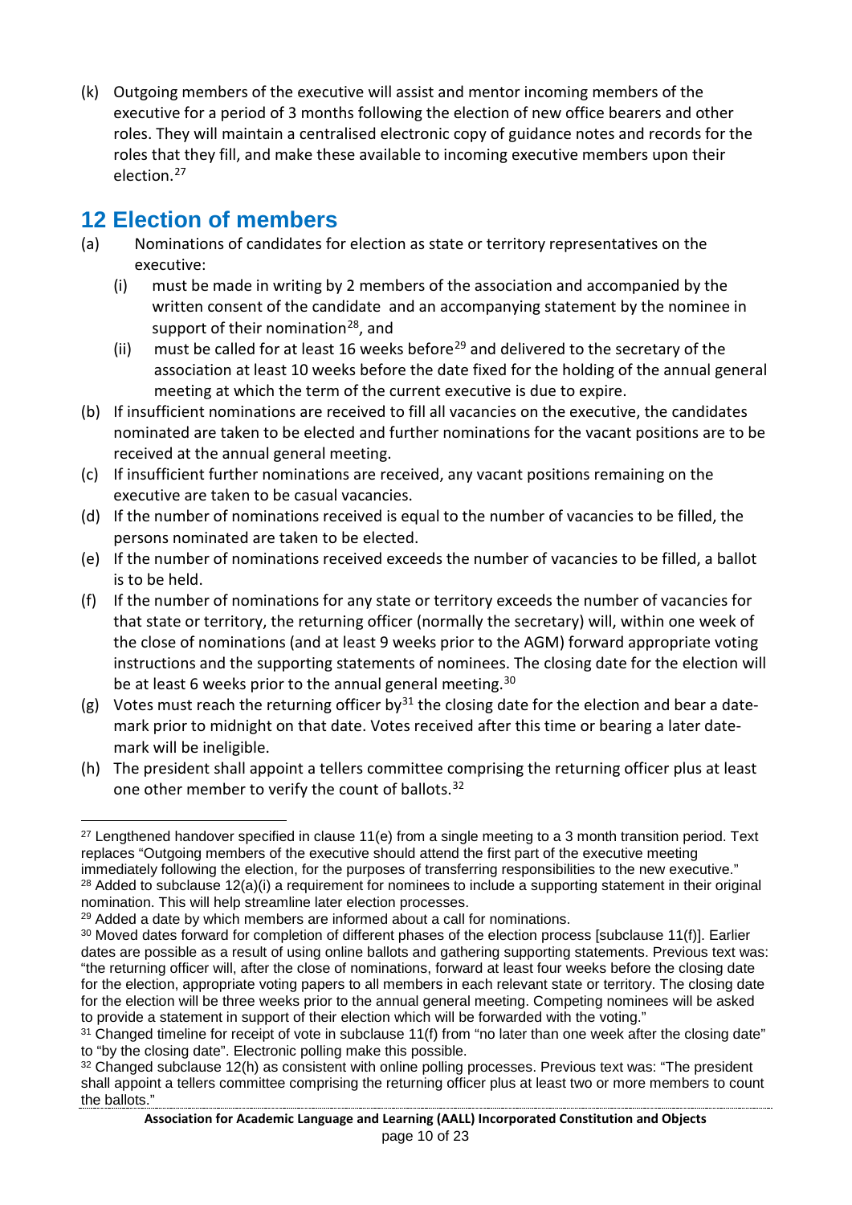(k) Outgoing members of the executive will assist and mentor incoming members of the executive for a period of 3 months following the election of new office bearers and other roles. They will maintain a centralised electronic copy of guidance notes and records for the roles that they fill, and make these available to incoming executive members upon their election.[27]

## 12 Election of members

(a) Nominations of candidates for election as state or territory representatives on the executive:

   (i) must be made in writing by 2 members of the association and accompanied by the written consent of the candidate and an accompanying statement by the nominee in support of their nomination[28], and

   (ii) must be called for at least 16 weeks before[29] and delivered to the secretary of the association at least 10 weeks before the date fixed for the holding of the annual general meeting at which the term of the current executive is due to expire.

(b) If insufficient nominations are received to fill all vacancies on the executive, the candidates nominated are taken to be elected and further nominations for the vacant positions are to be received at the annual general meeting.

(c) If insufficient further nominations are received, any vacant positions remaining on the executive are taken to be casual vacancies.

(d) If the number of nominations received is equal to the number of vacancies to be filled, the persons nominated are taken to be elected.

(e) If the number of nominations received exceeds the number of vacancies to be filled, a ballot is to be held.

(f) If the number of nominations for any state or territory exceeds the number of vacancies for that state or territory, the returning officer (normally the secretary) will, within one week of the close of nominations (and at least 9 weeks prior to the AGM) forward appropriate voting instructions and the supporting statements of nominees. The closing date for the election will be at least 6 weeks prior to the annual general meeting.[30]

(g) Votes must reach the returning officer by[31] the closing date for the election and bear a date-mark prior to midnight on that date. Votes received after this time or bearing a later date-mark will be ineligible.

(h) The president shall appoint a tellers committee comprising the returning officer plus at least one other member to verify the count of ballots.[32]

---

[27] Lengthened handover specified in clause 11(e) from a single meeting to a 3 month transition period. Text replaces "Outgoing members of the executive should attend the first part of the executive meeting immediately following the election, for the purposes of transferring responsibilities to the new executive."

[28] Added to subclause 12(a)(i) a requirement for nominees to include a supporting statement in their original nomination. This will help streamline later election processes.

[29] Added a date by which members are informed about a call for nominations.

[30] Moved dates forward for completion of different phases of the election process [subclause 11(f)]. Earlier dates are possible as a result of using online ballots and gathering supporting statements. Previous text was: "the returning officer will, after the close of nominations, forward at least four weeks before the closing date for the election, appropriate voting papers to all members in each relevant state or territory. The closing date for the election will be three weeks prior to the annual general meeting. Competing nominees will be asked to provide a statement in support of their election which will be forwarded with the voting."

[31] Changed timeline for receipt of vote in subclause 11(f) from "no later than one week after the closing date" to "by the closing date". Electronic polling make this possible.

[32] Changed subclause 12(h) as consistent with online polling processes. Previous text was: "The president shall appoint a tellers committee comprising the returning officer plus at least two or more members to count the ballots."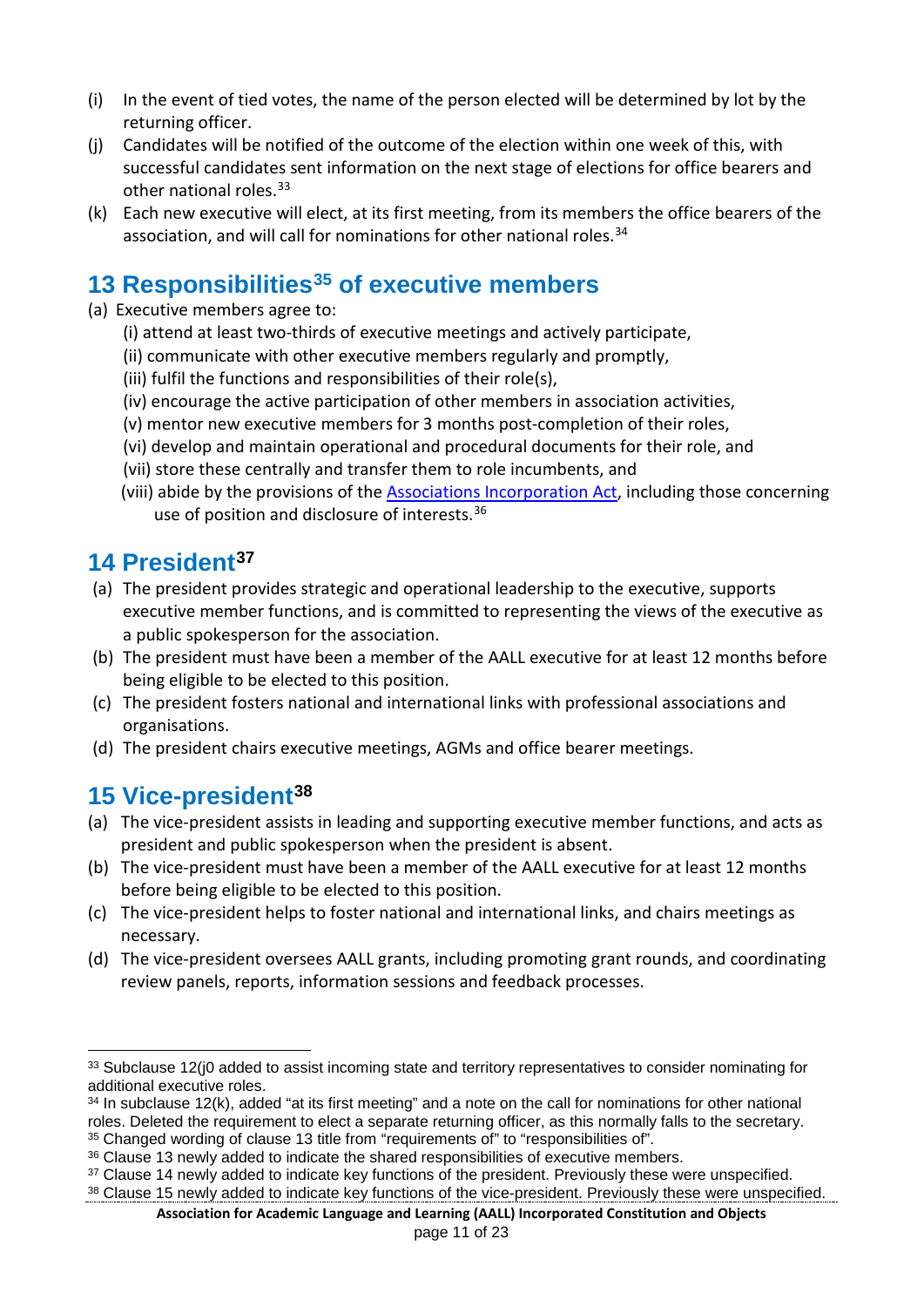(i) In the event of tied votes, the name of the person elected will be determined by lot by the returning officer.

(j) Candidates will be notified of the outcome of the election within one week of this, with successful candidates sent information on the next stage of elections for office bearers and other national roles.[33]

(k) Each new executive will elect, at its first meeting, from its members the office bearers of the association, and will call for nominations for other national roles.[34]

## 13 Responsibilities[35] of executive members

(a) Executive members agree to:

(i) attend at least two-thirds of executive meetings and actively participate,

(ii) communicate with other executive members regularly and promptly,

(iii) fulfil the functions and responsibilities of their role(s),

(iv) encourage the active participation of other members in association activities,

(v) mentor new executive members for 3 months post-completion of their roles,

(vi) develop and maintain operational and procedural documents for their role, and

(vii) store these centrally and transfer them to role incumbents, and

(viii) abide by the provisions of the [Associations Incorporation Act](), including those concerning use of position and disclosure of interests.[36]

## 14 President[37]

(a) The president provides strategic and operational leadership to the executive, supports executive member functions, and is committed to representing the views of the executive as a public spokesperson for the association.

(b) The president must have been a member of the AALL executive for at least 12 months before being eligible to be elected to this position.

(c) The president fosters national and international links with professional associations and organisations.

(d) The president chairs executive meetings, AGMs and office bearer meetings.

## 15 Vice-president[38]

(a) The vice-president assists in leading and supporting executive member functions, and acts as president and public spokesperson when the president is absent.

(b) The vice-president must have been a member of the AALL executive for at least 12 months before being eligible to be elected to this position.

(c) The vice-president helps to foster national and international links, and chairs meetings as necessary.

(d) The vice-president oversees AALL grants, including promoting grant rounds, and coordinating review panels, reports, information sessions and feedback processes.

---

[33] Subclause 12(j0 added to assist incoming state and territory representatives to consider nominating for additional executive roles.

[34] In subclause 12(k), added "at its first meeting" and a note on the call for nominations for other national roles. Deleted the requirement to elect a separate returning officer, as this normally falls to the secretary.

[35] Changed wording of clause 13 title from "requirements of" to "responsibilities of".

[36] Clause 13 newly added to indicate the shared responsibilities of executive members.

[37] Clause 14 newly added to indicate key functions of the president. Previously these were unspecified.

[38] Clause 15 newly added to indicate key functions of the vice-president. Previously these were unspecified.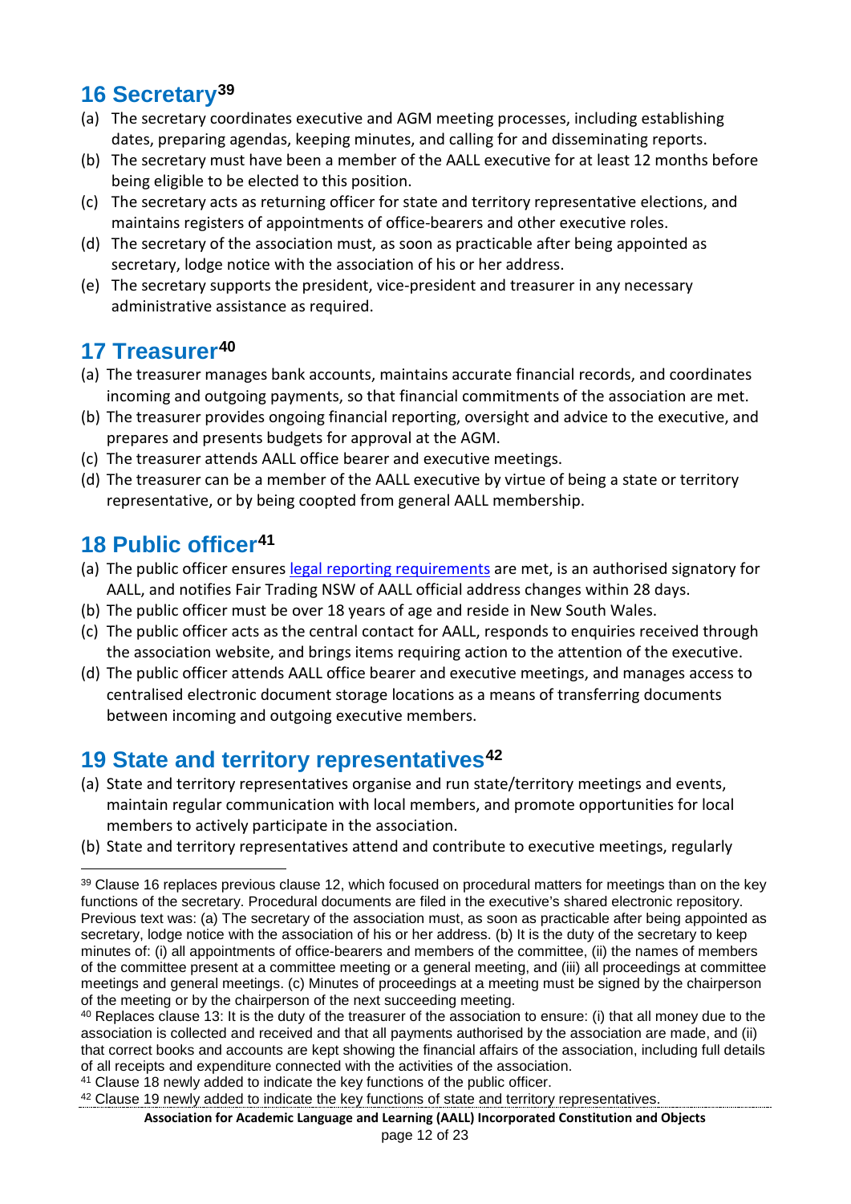## 16 Secretary[39]

(a) The secretary coordinates executive and AGM meeting processes, including establishing dates, preparing agendas, keeping minutes, and calling for and disseminating reports.
(b) The secretary must have been a member of the AALL executive for at least 12 months before being eligible to be elected to this position.
(c) The secretary acts as returning officer for state and territory representative elections, and maintains registers of appointments of office-bearers and other executive roles.
(d) The secretary of the association must, as soon as practicable after being appointed as secretary, lodge notice with the association of his or her address.
(e) The secretary supports the president, vice-president and treasurer in any necessary administrative assistance as required.

## 17 Treasurer[40]

(a) The treasurer manages bank accounts, maintains accurate financial records, and coordinates incoming and outgoing payments, so that financial commitments of the association are met.
(b) The treasurer provides ongoing financial reporting, oversight and advice to the executive, and prepares and presents budgets for approval at the AGM.
(c) The treasurer attends AALL office bearer and executive meetings.
(d) The treasurer can be a member of the AALL executive by virtue of being a state or territory representative, or by being coopted from general AALL membership.

## 18 Public officer[41]

(a) The public officer ensures legal reporting requirements are met, is an authorised signatory for AALL, and notifies Fair Trading NSW of AALL official address changes within 28 days.
(b) The public officer must be over 18 years of age and reside in New South Wales.
(c) The public officer acts as the central contact for AALL, responds to enquiries received through the association website, and brings items requiring action to the attention of the executive.
(d) The public officer attends AALL office bearer and executive meetings, and manages access to centralised electronic document storage locations as a means of transferring documents between incoming and outgoing executive members.

## 19 State and territory representatives[42]

(a) State and territory representatives organise and run state/territory meetings and events, maintain regular communication with local members, and promote opportunities for local members to actively participate in the association.
(b) State and territory representatives attend and contribute to executive meetings, regularly

---

[39] Clause 16 replaces previous clause 12, which focused on procedural matters for meetings than on the key functions of the secretary. Procedural documents are filed in the executive's shared electronic repository. Previous text was: (a) The secretary of the association must, as soon as practicable after being appointed as secretary, lodge notice with the association of his or her address. (b) It is the duty of the secretary to keep minutes of: (i) all appointments of office-bearers and members of the committee, (ii) the names of members of the committee present at a committee meeting or a general meeting, and (iii) all proceedings at committee meetings and general meetings. (c) Minutes of proceedings at a meeting must be signed by the chairperson of the meeting or by the chairperson of the next succeeding meeting.

[40] Replaces clause 13: It is the duty of the treasurer of the association to ensure: (i) that all money due to the association is collected and received and that all payments authorised by the association are made, and (ii) that correct books and accounts are kept showing the financial affairs of the association, including full details of all receipts and expenditure connected with the activities of the association.

[41] Clause 18 newly added to indicate the key functions of the public officer.

[42] Clause 19 newly added to indicate the key functions of state and territory representatives.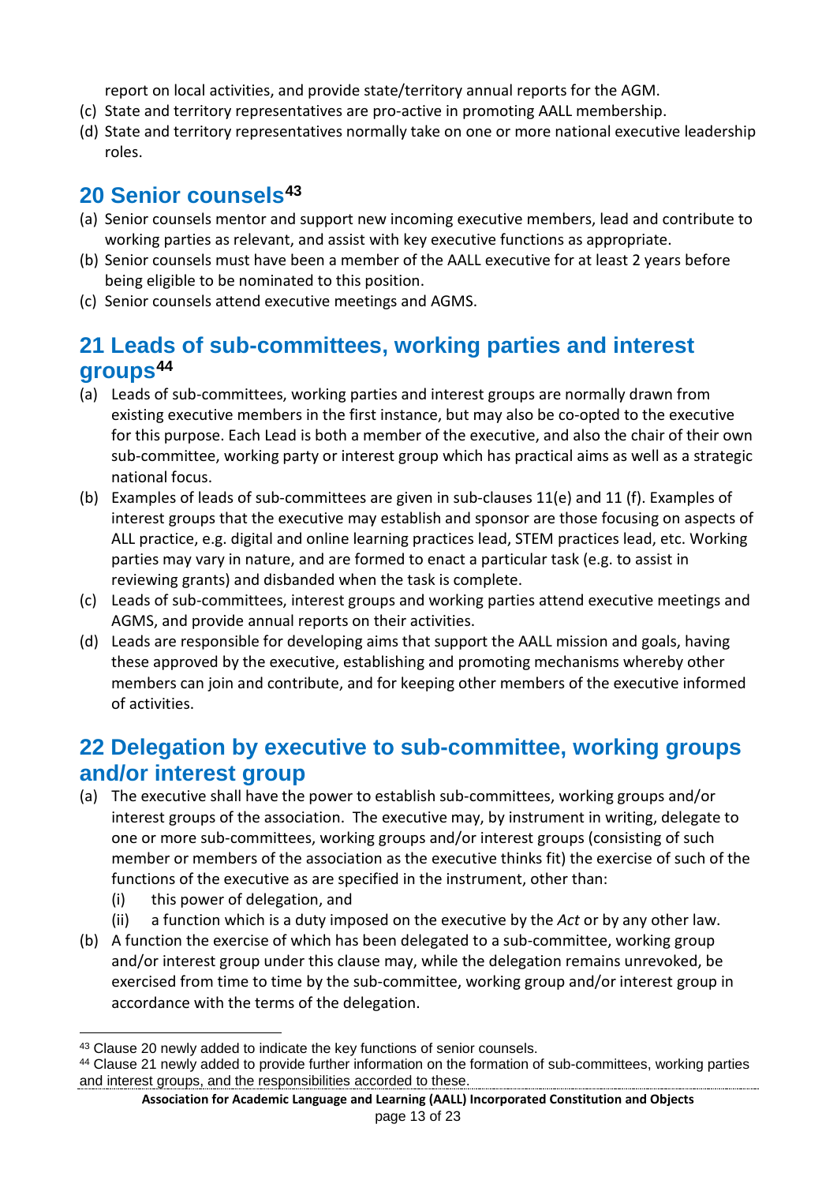report on local activities, and provide state/territory annual reports for the AGM.

(c) State and territory representatives are pro-active in promoting AALL membership.

(d) State and territory representatives normally take on one or more national executive leadership roles.

## 20 Senior counsels[43]

(a) Senior counsels mentor and support new incoming executive members, lead and contribute to working parties as relevant, and assist with key executive functions as appropriate.

(b) Senior counsels must have been a member of the AALL executive for at least 2 years before being eligible to be nominated to this position.

(c) Senior counsels attend executive meetings and AGMS.

## 21 Leads of sub-committees, working parties and interest groups[44]

(a) Leads of sub-committees, working parties and interest groups are normally drawn from existing executive members in the first instance, but may also be co-opted to the executive for this purpose. Each Lead is both a member of the executive, and also the chair of their own sub-committee, working party or interest group which has practical aims as well as a strategic national focus.

(b) Examples of leads of sub-committees are given in sub-clauses 11(e) and 11 (f). Examples of interest groups that the executive may establish and sponsor are those focusing on aspects of ALL practice, e.g. digital and online learning practices lead, STEM practices lead, etc. Working parties may vary in nature, and are formed to enact a particular task (e.g. to assist in reviewing grants) and disbanded when the task is complete.

(c) Leads of sub-committees, interest groups and working parties attend executive meetings and AGMS, and provide annual reports on their activities.

(d) Leads are responsible for developing aims that support the AALL mission and goals, having these approved by the executive, establishing and promoting mechanisms whereby other members can join and contribute, and for keeping other members of the executive informed of activities.

## 22 Delegation by executive to sub-committee, working groups and/or interest group

(a) The executive shall have the power to establish sub-committees, working groups and/or interest groups of the association. The executive may, by instrument in writing, delegate to one or more sub-committees, working groups and/or interest groups (consisting of such member or members of the association as the executive thinks fit) the exercise of such of the functions of the executive as are specified in the instrument, other than:

  (i) this power of delegation, and

  (ii) a function which is a duty imposed on the executive by the *Act* or by any other law.

(b) A function the exercise of which has been delegated to a sub-committee, working group and/or interest group under this clause may, while the delegation remains unrevoked, be exercised from time to time by the sub-committee, working group and/or interest group in accordance with the terms of the delegation.

---

[43] Clause 20 newly added to indicate the key functions of senior counsels.

[44] Clause 21 newly added to provide further information on the formation of sub-committees, working parties and interest groups, and the responsibilities accorded to these.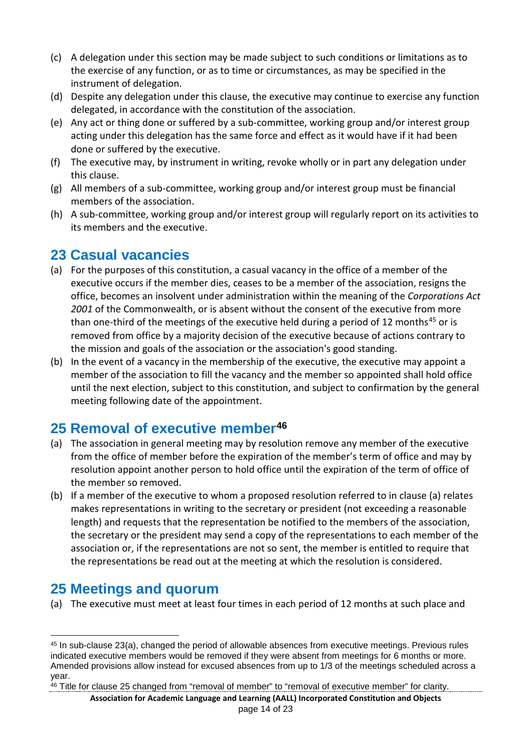(c) A delegation under this section may be made subject to such conditions or limitations as to the exercise of any function, or as to time or circumstances, as may be specified in the instrument of delegation.

(d) Despite any delegation under this clause, the executive may continue to exercise any function delegated, in accordance with the constitution of the association.

(e) Any act or thing done or suffered by a sub-committee, working group and/or interest group acting under this delegation has the same force and effect as it would have if it had been done or suffered by the executive.

(f) The executive may, by instrument in writing, revoke wholly or in part any delegation under this clause.

(g) All members of a sub-committee, working group and/or interest group must be financial members of the association.

(h) A sub-committee, working group and/or interest group will regularly report on its activities to its members and the executive.

## 23 Casual vacancies

(a) For the purposes of this constitution, a casual vacancy in the office of a member of the executive occurs if the member dies, ceases to be a member of the association, resigns the office, becomes an insolvent under administration within the meaning of the *Corporations Act 2001* of the Commonwealth, or is absent without the consent of the executive from more than one-third of the meetings of the executive held during a period of 12 months[45] or is removed from office by a majority decision of the executive because of actions contrary to the mission and goals of the association or the association's good standing.

(b) In the event of a vacancy in the membership of the executive, the executive may appoint a member of the association to fill the vacancy and the member so appointed shall hold office until the next election, subject to this constitution, and subject to confirmation by the general meeting following date of the appointment.

## 25 Removal of executive member[46]

(a) The association in general meeting may by resolution remove any member of the executive from the office of member before the expiration of the member's term of office and may by resolution appoint another person to hold office until the expiration of the term of office of the member so removed.

(b) If a member of the executive to whom a proposed resolution referred to in clause (a) relates makes representations in writing to the secretary or president (not exceeding a reasonable length) and requests that the representation be notified to the members of the association, the secretary or the president may send a copy of the representations to each member of the association or, if the representations are not so sent, the member is entitled to require that the representations be read out at the meeting at which the resolution is considered.

## 25 Meetings and quorum

(a) The executive must meet at least four times in each period of 12 months at such place and

---

[45] In sub-clause 23(a), changed the period of allowable absences from executive meetings. Previous rules indicated executive members would be removed if they were absent from meetings for 6 months or more. Amended provisions allow instead for excused absences from up to 1/3 of the meetings scheduled across a year.

[46] Title for clause 25 changed from "removal of member" to "removal of executive member" for clarity.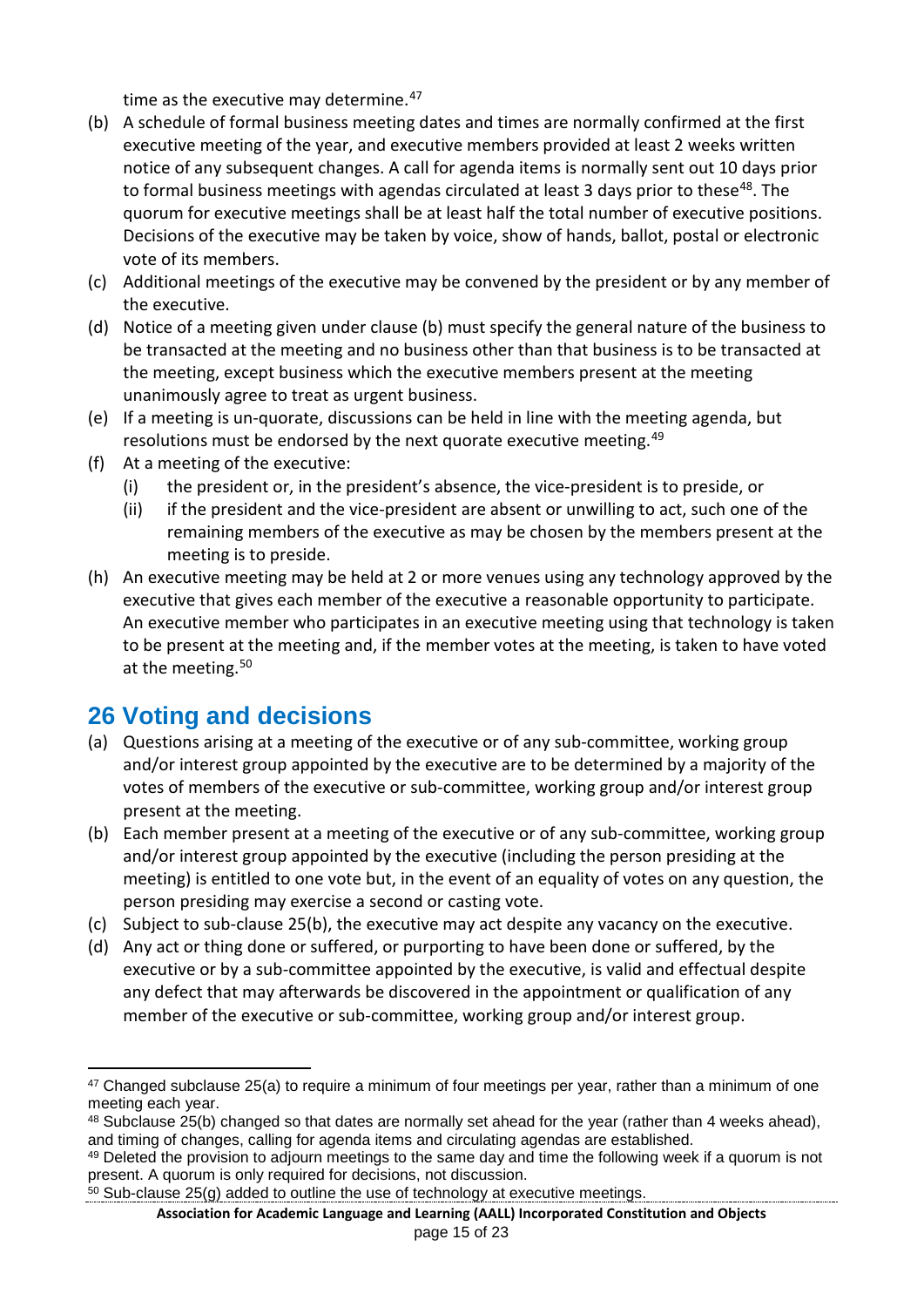time as the executive may determine.[47]

(b) A schedule of formal business meeting dates and times are normally confirmed at the first executive meeting of the year, and executive members provided at least 2 weeks written notice of any subsequent changes. A call for agenda items is normally sent out 10 days prior to formal business meetings with agendas circulated at least 3 days prior to these[48]. The quorum for executive meetings shall be at least half the total number of executive positions. Decisions of the executive may be taken by voice, show of hands, ballot, postal or electronic vote of its members.

(c) Additional meetings of the executive may be convened by the president or by any member of the executive.

(d) Notice of a meeting given under clause (b) must specify the general nature of the business to be transacted at the meeting and no business other than that business is to be transacted at the meeting, except business which the executive members present at the meeting unanimously agree to treat as urgent business.

(e) If a meeting is un-quorate, discussions can be held in line with the meeting agenda, but resolutions must be endorsed by the next quorate executive meeting.[49]

(f) At a meeting of the executive:
   (i) the president or, in the president's absence, the vice-president is to preside, or
   (ii) if the president and the vice-president are absent or unwilling to act, such one of the remaining members of the executive as may be chosen by the members present at the meeting is to preside.

(h) An executive meeting may be held at 2 or more venues using any technology approved by the executive that gives each member of the executive a reasonable opportunity to participate. An executive member who participates in an executive meeting using that technology is taken to be present at the meeting and, if the member votes at the meeting, is taken to have voted at the meeting.[50]

## 26 Voting and decisions

(a) Questions arising at a meeting of the executive or of any sub-committee, working group and/or interest group appointed by the executive are to be determined by a majority of the votes of members of the executive or sub-committee, working group and/or interest group present at the meeting.

(b) Each member present at a meeting of the executive or of any sub-committee, working group and/or interest group appointed by the executive (including the person presiding at the meeting) is entitled to one vote but, in the event of an equality of votes on any question, the person presiding may exercise a second or casting vote.

(c) Subject to sub-clause 25(b), the executive may act despite any vacancy on the executive.

(d) Any act or thing done or suffered, or purporting to have been done or suffered, by the executive or by a sub-committee appointed by the executive, is valid and effectual despite any defect that may afterwards be discovered in the appointment or qualification of any member of the executive or sub-committee, working group and/or interest group.

---

[47] Changed subclause 25(a) to require a minimum of four meetings per year, rather than a minimum of one meeting each year.

[48] Subclause 25(b) changed so that dates are normally set ahead for the year (rather than 4 weeks ahead), and timing of changes, calling for agenda items and circulating agendas are established.

[49] Deleted the provision to adjourn meetings to the same day and time the following week if a quorum is not present. A quorum is only required for decisions, not discussion.

[50] Sub-clause 25(g) added to outline the use of technology at executive meetings.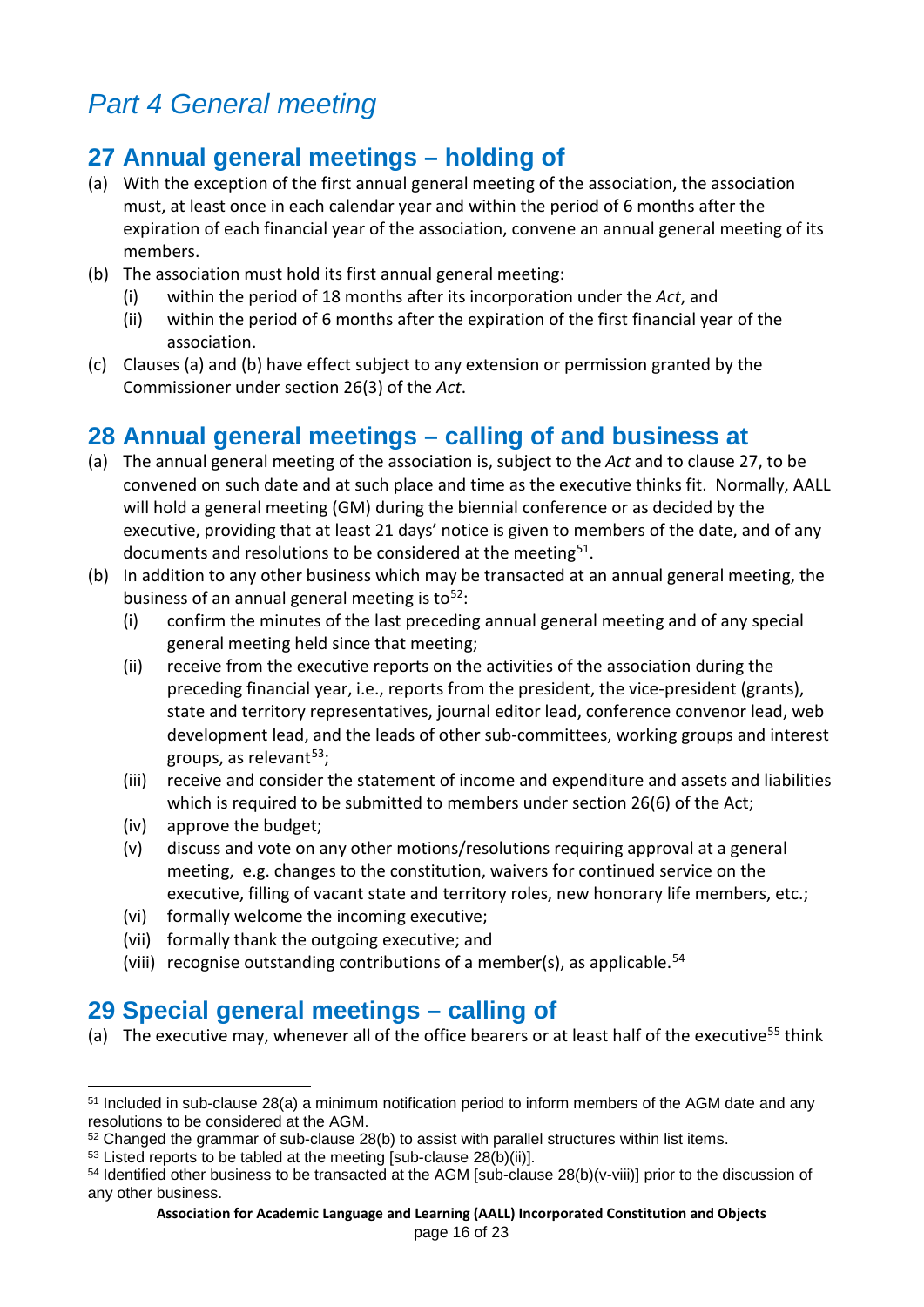# *Part 4 General meeting*

## 27 Annual general meetings – holding of

(a) With the exception of the first annual general meeting of the association, the association must, at least once in each calendar year and within the period of 6 months after the expiration of each financial year of the association, convene an annual general meeting of its members.

(b) The association must hold its first annual general meeting:
   (i) within the period of 18 months after its incorporation under the *Act*, and
   (ii) within the period of 6 months after the expiration of the first financial year of the association.

(c) Clauses (a) and (b) have effect subject to any extension or permission granted by the Commissioner under section 26(3) of the *Act*.

## 28 Annual general meetings – calling of and business at

(a) The annual general meeting of the association is, subject to the *Act* and to clause 27, to be convened on such date and at such place and time as the executive thinks fit. Normally, AALL will hold a general meeting (GM) during the biennial conference or as decided by the executive, providing that at least 21 days' notice is given to members of the date, and of any documents and resolutions to be considered at the meeting[51].

(b) In addition to any other business which may be transacted at an annual general meeting, the business of an annual general meeting is to[52]:
   (i) confirm the minutes of the last preceding annual general meeting and of any special general meeting held since that meeting;
   (ii) receive from the executive reports on the activities of the association during the preceding financial year, i.e., reports from the president, the vice-president (grants), state and territory representatives, journal editor lead, conference convenor lead, web development lead, and the leads of other sub-committees, working groups and interest groups, as relevant[53];
   (iii) receive and consider the statement of income and expenditure and assets and liabilities which is required to be submitted to members under section 26(6) of the Act;
   (iv) approve the budget;
   (v) discuss and vote on any other motions/resolutions requiring approval at a general meeting, e.g. changes to the constitution, waivers for continued service on the executive, filling of vacant state and territory roles, new honorary life members, etc.;
   (vi) formally welcome the incoming executive;
   (vii) formally thank the outgoing executive; and
   (viii) recognise outstanding contributions of a member(s), as applicable.[54]

## 29 Special general meetings – calling of

(a) The executive may, whenever all of the office bearers or at least half of the executive[55] think

---

[51] Included in sub-clause 28(a) a minimum notification period to inform members of the AGM date and any resolutions to be considered at the AGM.

[52] Changed the grammar of sub-clause 28(b) to assist with parallel structures within list items.

[53] Listed reports to be tabled at the meeting [sub-clause 28(b)(ii)].

[54] Identified other business to be transacted at the AGM [sub-clause 28(b)(v-viii)] prior to the discussion of any other business.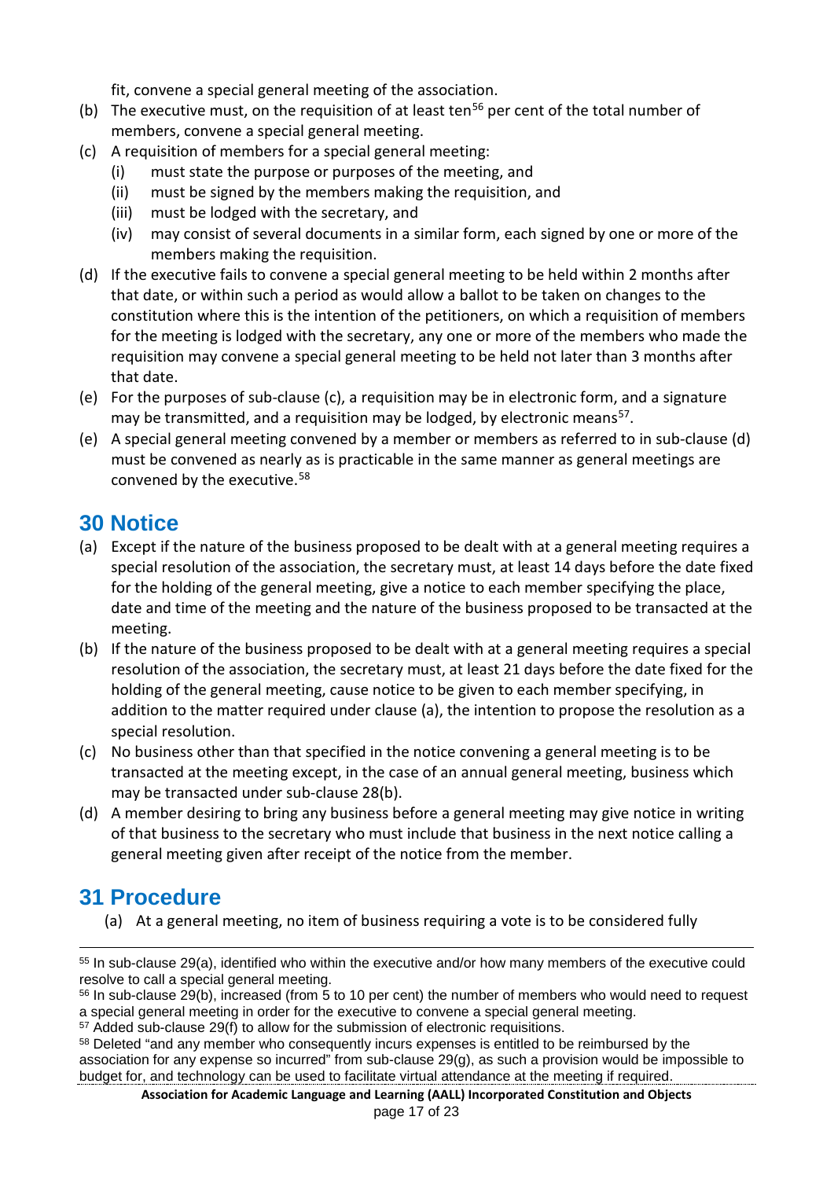fit, convene a special general meeting of the association.

(b) The executive must, on the requisition of at least ten[56] per cent of the total number of members, convene a special general meeting.

(c) A requisition of members for a special general meeting:
   (i) must state the purpose or purposes of the meeting, and
   (ii) must be signed by the members making the requisition, and
   (iii) must be lodged with the secretary, and
   (iv) may consist of several documents in a similar form, each signed by one or more of the members making the requisition.

(d) If the executive fails to convene a special general meeting to be held within 2 months after that date, or within such a period as would allow a ballot to be taken on changes to the constitution where this is the intention of the petitioners, on which a requisition of members for the meeting is lodged with the secretary, any one or more of the members who made the requisition may convene a special general meeting to be held not later than 3 months after that date.

(e) For the purposes of sub-clause (c), a requisition may be in electronic form, and a signature may be transmitted, and a requisition may be lodged, by electronic means[57].

(e) A special general meeting convened by a member or members as referred to in sub-clause (d) must be convened as nearly as is practicable in the same manner as general meetings are convened by the executive.[58]

## 30 Notice

(a) Except if the nature of the business proposed to be dealt with at a general meeting requires a special resolution of the association, the secretary must, at least 14 days before the date fixed for the holding of the general meeting, give a notice to each member specifying the place, date and time of the meeting and the nature of the business proposed to be transacted at the meeting.

(b) If the nature of the business proposed to be dealt with at a general meeting requires a special resolution of the association, the secretary must, at least 21 days before the date fixed for the holding of the general meeting, cause notice to be given to each member specifying, in addition to the matter required under clause (a), the intention to propose the resolution as a special resolution.

(c) No business other than that specified in the notice convening a general meeting is to be transacted at the meeting except, in the case of an annual general meeting, business which may be transacted under sub-clause 28(b).

(d) A member desiring to bring any business before a general meeting may give notice in writing of that business to the secretary who must include that business in the next notice calling a general meeting given after receipt of the notice from the member.

## 31 Procedure

(a) At a general meeting, no item of business requiring a vote is to be considered fully

---

[55] In sub-clause 29(a), identified who within the executive and/or how many members of the executive could resolve to call a special general meeting.

[56] In sub-clause 29(b), increased (from 5 to 10 per cent) the number of members who would need to request a special general meeting in order for the executive to convene a special general meeting.

[57] Added sub-clause 29(f) to allow for the submission of electronic requisitions.

[58] Deleted "and any member who consequently incurs expenses is entitled to be reimbursed by the association for any expense so incurred" from sub-clause 29(g), as such a provision would be impossible to budget for, and technology can be used to facilitate virtual attendance at the meeting if required.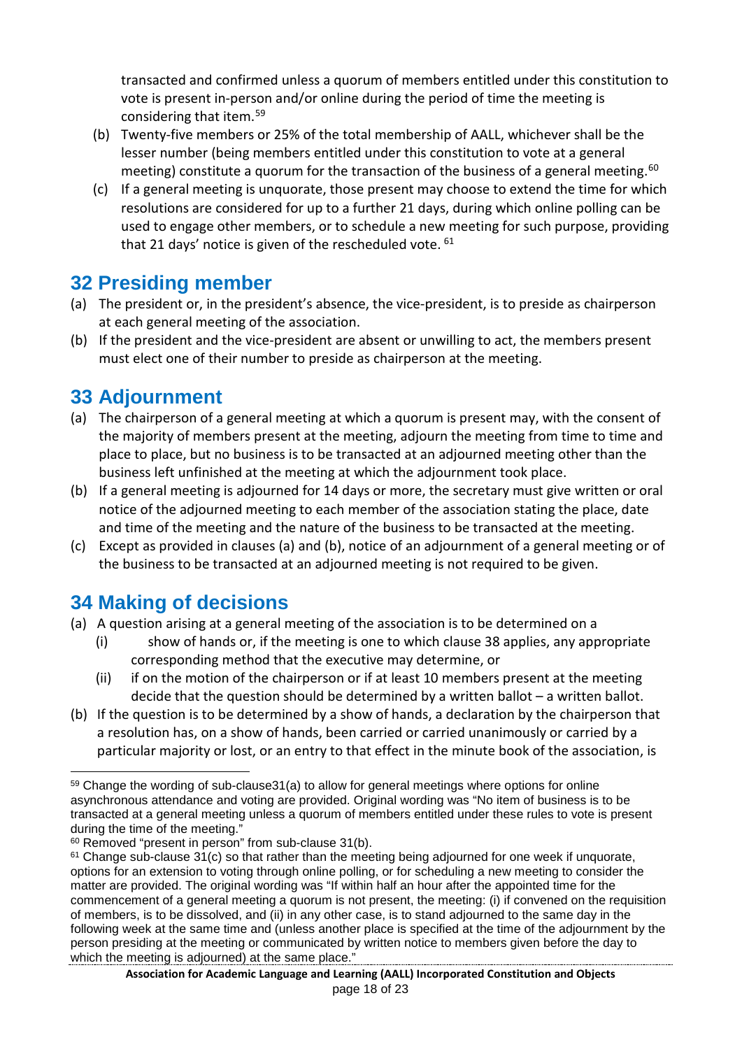transacted and confirmed unless a quorum of members entitled under this constitution to vote is present in-person and/or online during the period of time the meeting is considering that item.[59]

(b) Twenty-five members or 25% of the total membership of AALL, whichever shall be the lesser number (being members entitled under this constitution to vote at a general meeting) constitute a quorum for the transaction of the business of a general meeting.[60]

(c) If a general meeting is unquorate, those present may choose to extend the time for which resolutions are considered for up to a further 21 days, during which online polling can be used to engage other members, or to schedule a new meeting for such purpose, providing that 21 days' notice is given of the rescheduled vote.[61]

## 32 Presiding member

(a) The president or, in the president's absence, the vice-president, is to preside as chairperson at each general meeting of the association.

(b) If the president and the vice-president are absent or unwilling to act, the members present must elect one of their number to preside as chairperson at the meeting.

## 33 Adjournment

(a) The chairperson of a general meeting at which a quorum is present may, with the consent of the majority of members present at the meeting, adjourn the meeting from time to time and place to place, but no business is to be transacted at an adjourned meeting other than the business left unfinished at the meeting at which the adjournment took place.

(b) If a general meeting is adjourned for 14 days or more, the secretary must give written or oral notice of the adjourned meeting to each member of the association stating the place, date and time of the meeting and the nature of the business to be transacted at the meeting.

(c) Except as provided in clauses (a) and (b), notice of an adjournment of a general meeting or of the business to be transacted at an adjourned meeting is not required to be given.

## 34 Making of decisions

(a) A question arising at a general meeting of the association is to be determined on a

   (i) show of hands or, if the meeting is one to which clause 38 applies, any appropriate corresponding method that the executive may determine, or

   (ii) if on the motion of the chairperson or if at least 10 members present at the meeting decide that the question should be determined by a written ballot – a written ballot.

(b) If the question is to be determined by a show of hands, a declaration by the chairperson that a resolution has, on a show of hands, been carried or carried unanimously or carried by a particular majority or lost, or an entry to that effect in the minute book of the association, is

---

[59] Change the wording of sub-clause31(a) to allow for general meetings where options for online asynchronous attendance and voting are provided. Original wording was "No item of business is to be transacted at a general meeting unless a quorum of members entitled under these rules to vote is present during the time of the meeting."

[60] Removed "present in person" from sub-clause 31(b).

[61] Change sub-clause 31(c) so that rather than the meeting being adjourned for one week if unquorate, options for an extension to voting through online polling, or for scheduling a new meeting to consider the matter are provided. The original wording was "If within half an hour after the appointed time for the commencement of a general meeting a quorum is not present, the meeting: (i) if convened on the requisition of members, is to be dissolved, and (ii) in any other case, is to stand adjourned to the same day in the following week at the same time and (unless another place is specified at the time of the adjournment by the person presiding at the meeting or communicated by written notice to members given before the day to which the meeting is adjourned) at the same place."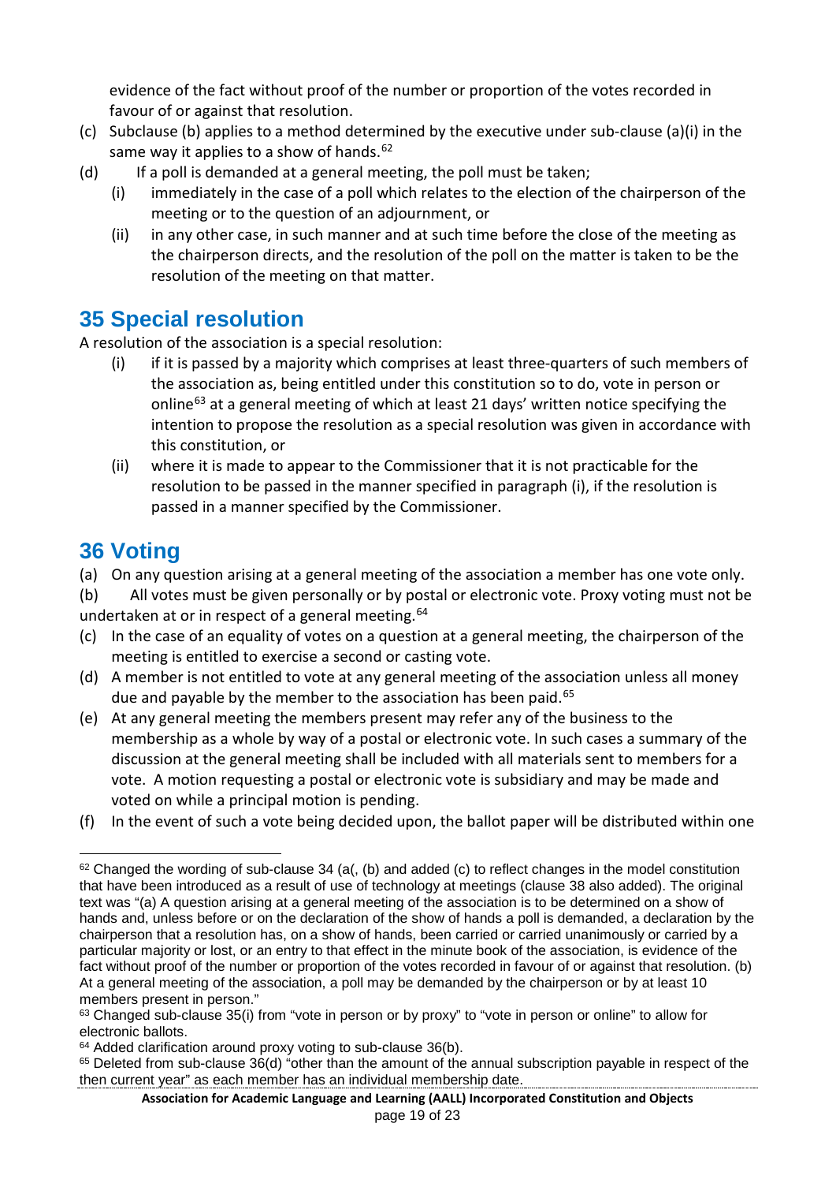evidence of the fact without proof of the number or proportion of the votes recorded in favour of or against that resolution.

(c) Subclause (b) applies to a method determined by the executive under sub-clause (a)(i) in the same way it applies to a show of hands.[62]

(d) If a poll is demanded at a general meeting, the poll must be taken;

(i) immediately in the case of a poll which relates to the election of the chairperson of the meeting or to the question of an adjournment, or

(ii) in any other case, in such manner and at such time before the close of the meeting as the chairperson directs, and the resolution of the poll on the matter is taken to be the resolution of the meeting on that matter.

## 35 Special resolution

A resolution of the association is a special resolution:

(i) if it is passed by a majority which comprises at least three-quarters of such members of the association as, being entitled under this constitution so to do, vote in person or online[63] at a general meeting of which at least 21 days' written notice specifying the intention to propose the resolution as a special resolution was given in accordance with this constitution, or

(ii) where it is made to appear to the Commissioner that it is not practicable for the resolution to be passed in the manner specified in paragraph (i), if the resolution is passed in a manner specified by the Commissioner.

## 36 Voting

(a) On any question arising at a general meeting of the association a member has one vote only.

(b) All votes must be given personally or by postal or electronic vote. Proxy voting must not be undertaken at or in respect of a general meeting.[64]

(c) In the case of an equality of votes on a question at a general meeting, the chairperson of the meeting is entitled to exercise a second or casting vote.

(d) A member is not entitled to vote at any general meeting of the association unless all money due and payable by the member to the association has been paid.[65]

(e) At any general meeting the members present may refer any of the business to the membership as a whole by way of a postal or electronic vote. In such cases a summary of the discussion at the general meeting shall be included with all materials sent to members for a vote. A motion requesting a postal or electronic vote is subsidiary and may be made and voted on while a principal motion is pending.

(f) In the event of such a vote being decided upon, the ballot paper will be distributed within one

---

[62] Changed the wording of sub-clause 34 (a(, (b) and added (c) to reflect changes in the model constitution that have been introduced as a result of use of technology at meetings (clause 38 also added). The original text was "(a) A question arising at a general meeting of the association is to be determined on a show of hands and, unless before or on the declaration of the show of hands a poll is demanded, a declaration by the chairperson that a resolution has, on a show of hands, been carried or carried unanimously or carried by a particular majority or lost, or an entry to that effect in the minute book of the association, is evidence of the fact without proof of the number or proportion of the votes recorded in favour of or against that resolution. (b) At a general meeting of the association, a poll may be demanded by the chairperson or by at least 10 members present in person."

[63] Changed sub-clause 35(i) from "vote in person or by proxy" to "vote in person or online" to allow for electronic ballots.

[64] Added clarification around proxy voting to sub-clause 36(b).

[65] Deleted from sub-clause 36(d) "other than the amount of the annual subscription payable in respect of the then current year" as each member has an individual membership date.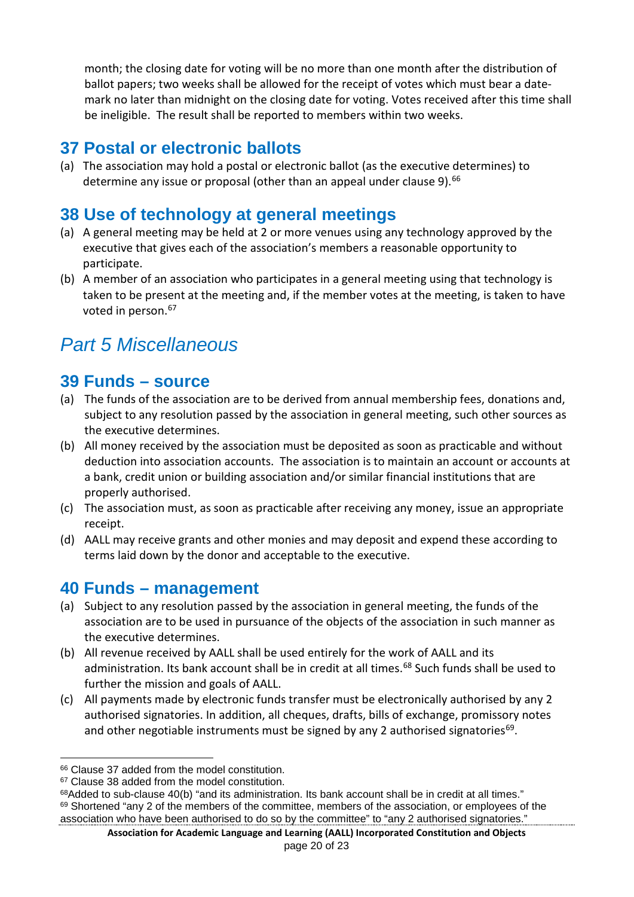month; the closing date for voting will be no more than one month after the distribution of ballot papers; two weeks shall be allowed for the receipt of votes which must bear a date-mark no later than midnight on the closing date for voting. Votes received after this time shall be ineligible. The result shall be reported to members within two weeks.

## 37 Postal or electronic ballots

(a) The association may hold a postal or electronic ballot (as the executive determines) to determine any issue or proposal (other than an appeal under clause 9).[66]

## 38 Use of technology at general meetings

(a) A general meeting may be held at 2 or more venues using any technology approved by the executive that gives each of the association's members a reasonable opportunity to participate.

(b) A member of an association who participates in a general meeting using that technology is taken to be present at the meeting and, if the member votes at the meeting, is taken to have voted in person.[67]

# *Part 5 Miscellaneous*

## 39 Funds – source

(a) The funds of the association are to be derived from annual membership fees, donations and, subject to any resolution passed by the association in general meeting, such other sources as the executive determines.

(b) All money received by the association must be deposited as soon as practicable and without deduction into association accounts. The association is to maintain an account or accounts at a bank, credit union or building association and/or similar financial institutions that are properly authorised.

(c) The association must, as soon as practicable after receiving any money, issue an appropriate receipt.

(d) AALL may receive grants and other monies and may deposit and expend these according to terms laid down by the donor and acceptable to the executive.

## 40 Funds – management

(a) Subject to any resolution passed by the association in general meeting, the funds of the association are to be used in pursuance of the objects of the association in such manner as the executive determines.

(b) All revenue received by AALL shall be used entirely for the work of AALL and its administration. Its bank account shall be in credit at all times.[68] Such funds shall be used to further the mission and goals of AALL.

(c) All payments made by electronic funds transfer must be electronically authorised by any 2 authorised signatories. In addition, all cheques, drafts, bills of exchange, promissory notes and other negotiable instruments must be signed by any 2 authorised signatories[69].

---

[66] Clause 37 added from the model constitution.

[67] Clause 38 added from the model constitution.

[68] Added to sub-clause 40(b) "and its administration. Its bank account shall be in credit at all times."

[69] Shortened "any 2 of the members of the committee, members of the association, or employees of the association who have been authorised to do so by the committee" to "any 2 authorised signatories."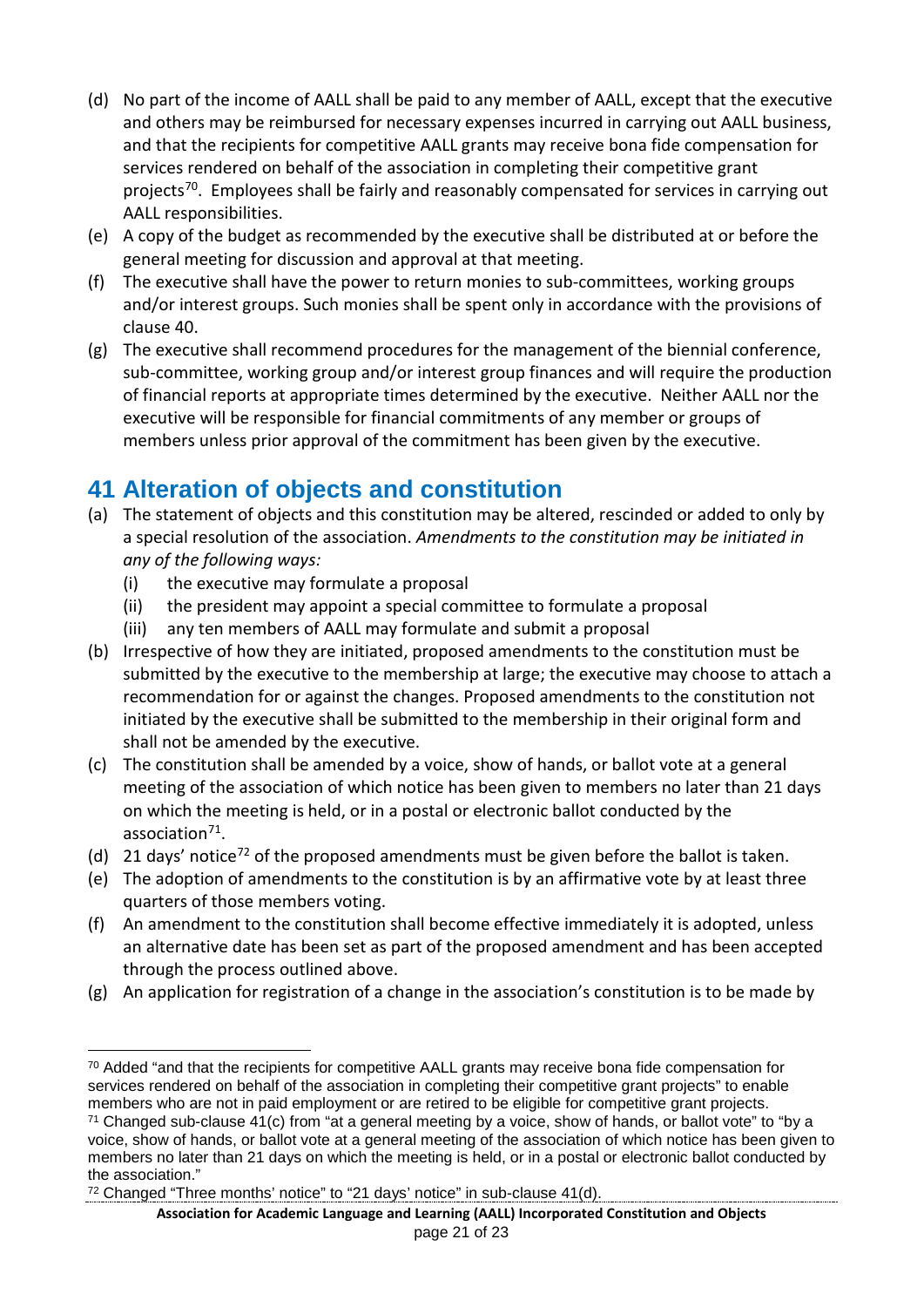(d) No part of the income of AALL shall be paid to any member of AALL, except that the executive and others may be reimbursed for necessary expenses incurred in carrying out AALL business, and that the recipients for competitive AALL grants may receive bona fide compensation for services rendered on behalf of the association in completing their competitive grant projects[70]. Employees shall be fairly and reasonably compensated for services in carrying out AALL responsibilities.

(e) A copy of the budget as recommended by the executive shall be distributed at or before the general meeting for discussion and approval at that meeting.

(f) The executive shall have the power to return monies to sub-committees, working groups and/or interest groups. Such monies shall be spent only in accordance with the provisions of clause 40.

(g) The executive shall recommend procedures for the management of the biennial conference, sub-committee, working group and/or interest group finances and will require the production of financial reports at appropriate times determined by the executive. Neither AALL nor the executive will be responsible for financial commitments of any member or groups of members unless prior approval of the commitment has been given by the executive.

# 41 Alteration of objects and constitution

(a) The statement of objects and this constitution may be altered, rescinded or added to only by a special resolution of the association. *Amendments to the constitution may be initiated in any of the following ways:*
   (i) the executive may formulate a proposal
   (ii) the president may appoint a special committee to formulate a proposal
   (iii) any ten members of AALL may formulate and submit a proposal

(b) Irrespective of how they are initiated, proposed amendments to the constitution must be submitted by the executive to the membership at large; the executive may choose to attach a recommendation for or against the changes. Proposed amendments to the constitution not initiated by the executive shall be submitted to the membership in their original form and shall not be amended by the executive.

(c) The constitution shall be amended by a voice, show of hands, or ballot vote at a general meeting of the association of which notice has been given to members no later than 21 days on which the meeting is held, or in a postal or electronic ballot conducted by the association[71].

(d) 21 days' notice[72] of the proposed amendments must be given before the ballot is taken.

(e) The adoption of amendments to the constitution is by an affirmative vote by at least three quarters of those members voting.

(f) An amendment to the constitution shall become effective immediately it is adopted, unless an alternative date has been set as part of the proposed amendment and has been accepted through the process outlined above.

(g) An application for registration of a change in the association's constitution is to be made by

---

[70] Added "and that the recipients for competitive AALL grants may receive bona fide compensation for services rendered on behalf of the association in completing their competitive grant projects" to enable members who are not in paid employment or are retired to be eligible for competitive grant projects.

[71] Changed sub-clause 41(c) from "at a general meeting by a voice, show of hands, or ballot vote" to "by a voice, show of hands, or ballot vote at a general meeting of the association of which notice has been given to members no later than 21 days on which the meeting is held, or in a postal or electronic ballot conducted by the association."

[72] Changed "Three months' notice" to "21 days' notice" in sub-clause 41(d).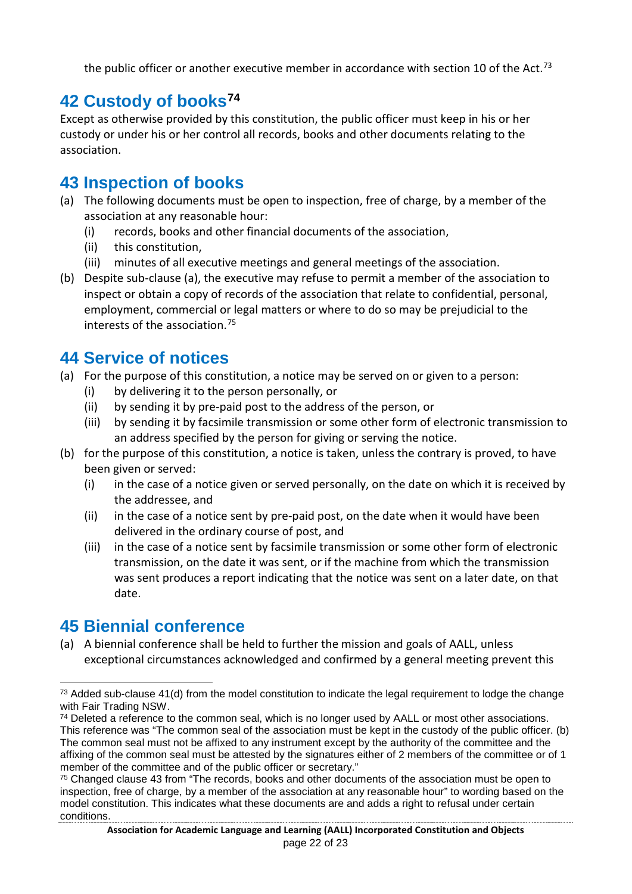the public officer or another executive member in accordance with section 10 of the Act.[73]

## 42 Custody of books[74]

Except as otherwise provided by this constitution, the public officer must keep in his or her custody or under his or her control all records, books and other documents relating to the association.

## 43 Inspection of books

(a) The following documents must be open to inspection, free of charge, by a member of the association at any reasonable hour:
    (i) records, books and other financial documents of the association,
    (ii) this constitution,
    (iii) minutes of all executive meetings and general meetings of the association.
(b) Despite sub-clause (a), the executive may refuse to permit a member of the association to inspect or obtain a copy of records of the association that relate to confidential, personal, employment, commercial or legal matters or where to do so may be prejudicial to the interests of the association.[75]

## 44 Service of notices

(a) For the purpose of this constitution, a notice may be served on or given to a person:
    (i) by delivering it to the person personally, or
    (ii) by sending it by pre-paid post to the address of the person, or
    (iii) by sending it by facsimile transmission or some other form of electronic transmission to an address specified by the person for giving or serving the notice.
(b) for the purpose of this constitution, a notice is taken, unless the contrary is proved, to have been given or served:
    (i) in the case of a notice given or served personally, on the date on which it is received by the addressee, and
    (ii) in the case of a notice sent by pre-paid post, on the date when it would have been delivered in the ordinary course of post, and
    (iii) in the case of a notice sent by facsimile transmission or some other form of electronic transmission, on the date it was sent, or if the machine from which the transmission was sent produces a report indicating that the notice was sent on a later date, on that date.

## 45 Biennial conference

(a) A biennial conference shall be held to further the mission and goals of AALL, unless exceptional circumstances acknowledged and confirmed by a general meeting prevent this

---

[73] Added sub-clause 41(d) from the model constitution to indicate the legal requirement to lodge the change with Fair Trading NSW.

[74] Deleted a reference to the common seal, which is no longer used by AALL or most other associations. This reference was "The common seal of the association must be kept in the custody of the public officer. (b) The common seal must not be affixed to any instrument except by the authority of the committee and the affixing of the common seal must be attested by the signatures either of 2 members of the committee or of 1 member of the committee and of the public officer or secretary."

[75] Changed clause 43 from "The records, books and other documents of the association must be open to inspection, free of charge, by a member of the association at any reasonable hour" to wording based on the model constitution. This indicates what these documents are and adds a right to refusal under certain conditions.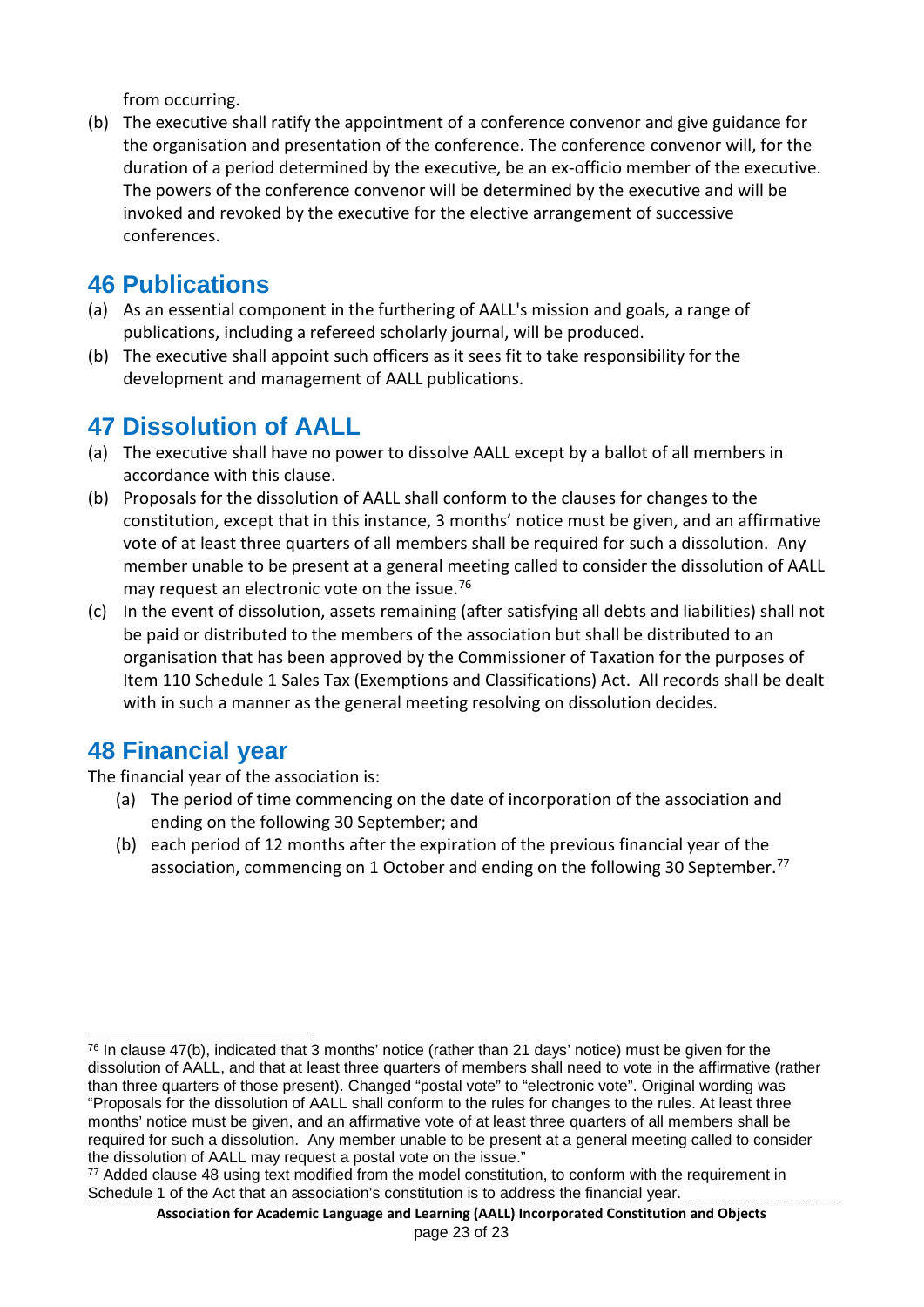from occurring.

(b) The executive shall ratify the appointment of a conference convenor and give guidance for the organisation and presentation of the conference. The conference convenor will, for the duration of a period determined by the executive, be an ex-officio member of the executive. The powers of the conference convenor will be determined by the executive and will be invoked and revoked by the executive for the elective arrangement of successive conferences.

## 46 Publications

(a) As an essential component in the furthering of AALL's mission and goals, a range of publications, including a refereed scholarly journal, will be produced.

(b) The executive shall appoint such officers as it sees fit to take responsibility for the development and management of AALL publications.

## 47 Dissolution of AALL

(a) The executive shall have no power to dissolve AALL except by a ballot of all members in accordance with this clause.

(b) Proposals for the dissolution of AALL shall conform to the clauses for changes to the constitution, except that in this instance, 3 months' notice must be given, and an affirmative vote of at least three quarters of all members shall be required for such a dissolution. Any member unable to be present at a general meeting called to consider the dissolution of AALL may request an electronic vote on the issue.[76]

(c) In the event of dissolution, assets remaining (after satisfying all debts and liabilities) shall not be paid or distributed to the members of the association but shall be distributed to an organisation that has been approved by the Commissioner of Taxation for the purposes of Item 110 Schedule 1 Sales Tax (Exemptions and Classifications) Act. All records shall be dealt with in such a manner as the general meeting resolving on dissolution decides.

## 48 Financial year

The financial year of the association is:

(a) The period of time commencing on the date of incorporation of the association and ending on the following 30 September; and

(b) each period of 12 months after the expiration of the previous financial year of the association, commencing on 1 October and ending on the following 30 September.[77]

---

[76] In clause 47(b), indicated that 3 months' notice (rather than 21 days' notice) must be given for the dissolution of AALL, and that at least three quarters of members shall need to vote in the affirmative (rather than three quarters of those present). Changed "postal vote" to "electronic vote". Original wording was "Proposals for the dissolution of AALL shall conform to the rules for changes to the rules. At least three months' notice must be given, and an affirmative vote of at least three quarters of all members shall be required for such a dissolution. Any member unable to be present at a general meeting called to consider the dissolution of AALL may request a postal vote on the issue."

[77] Added clause 48 using text modified from the model constitution, to conform with the requirement in Schedule 1 of the Act that an association's constitution is to address the financial year.